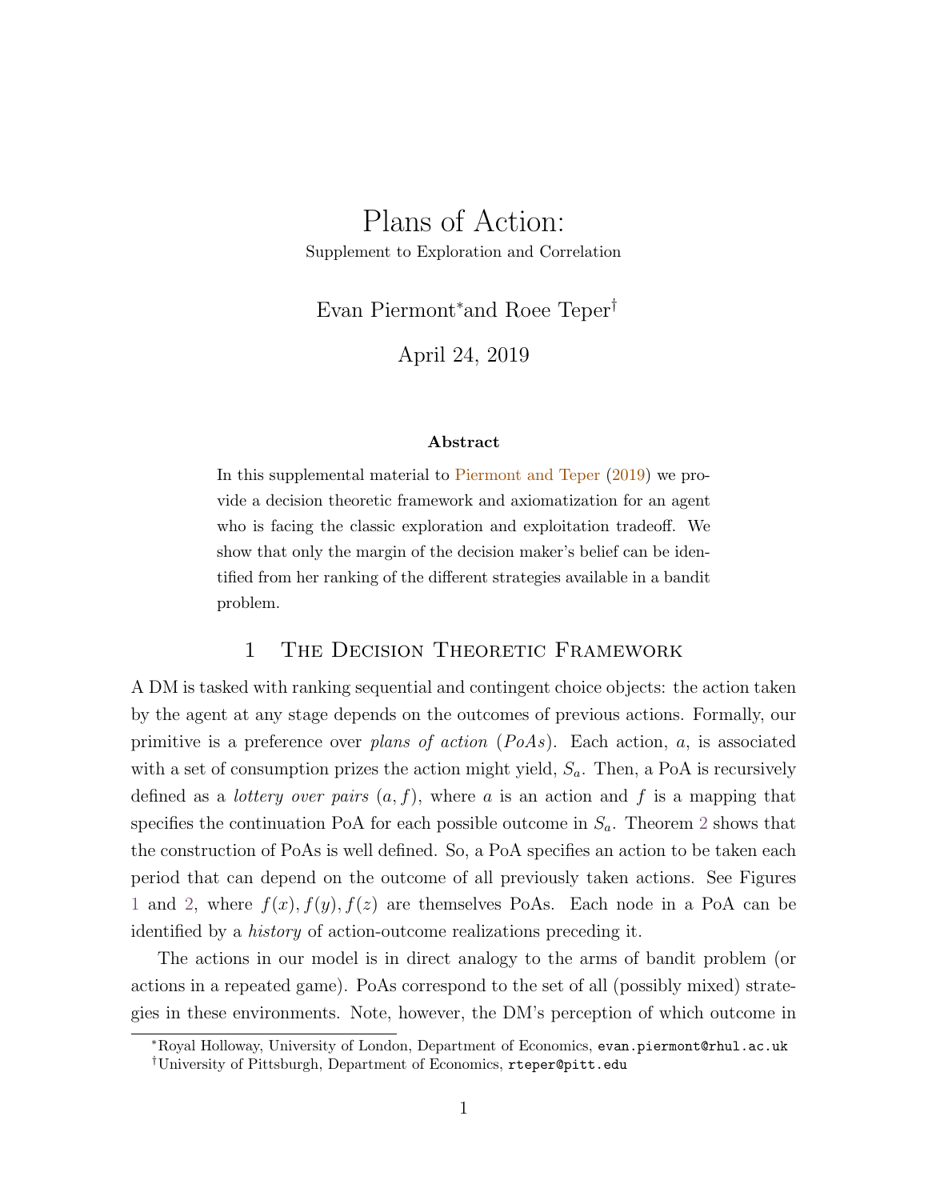# Plans of Action:

Supplement to Exploration and Correlation

Evan Piermont[*] and Roee Teper[†]

April 24, 2019

### Abstract

In this supplemental material to Piermont and Teper (2019) we provide a decision theoretic framework and axiomatization for an agent who is facing the classic exploration and exploitation tradeoff. We show that only the margin of the decision maker's belief can be identified from her ranking of the different strategies available in a bandit problem.

## 1 The Decision Theoretic Framework

A DM is tasked with ranking sequential and contingent choice objects: the action taken by the agent at any stage depends on the outcomes of previous actions. Formally, our primitive is a preference over *plans of action* (*PoAs*). Each action, $a$, is associated with a set of consumption prizes the action might yield, $S_a$. Then, a PoA is recursively defined as a *lottery over pairs* $(a, f)$, where $a$ is an action and $f$ is a mapping that specifies the continuation PoA for each possible outcome in $S_a$. Theorem 2 shows that the construction of PoAs is well defined. So, a PoA specifies an action to be taken each period that can depend on the outcome of all previously taken actions. See Figures 1 and 2, where $f(x), f(y), f(z)$ are themselves PoAs. Each node in a PoA can be identified by a *history* of action-outcome realizations preceding it.

The actions in our model is in direct analogy to the arms of bandit problem (or actions in a repeated game). PoAs correspond to the set of all (possibly mixed) strategies in these environments. Note, however, the DM's perception of which outcome in

[*] Royal Holloway, University of London, Department of Economics, evan.piermont@rhul.ac.uk

[†] University of Pittsburgh, Department of Economics, rteper@pitt.edu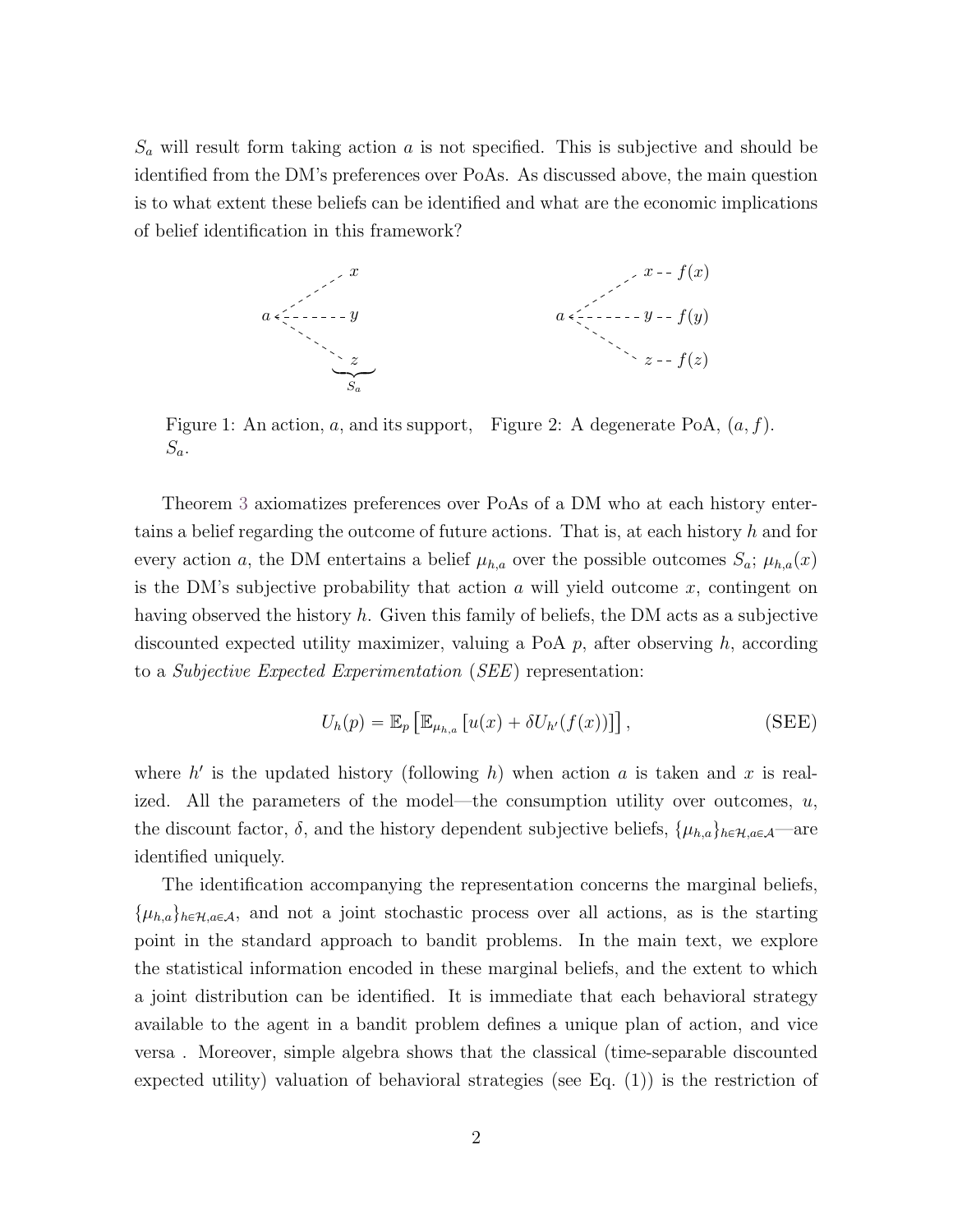$S_a$ will result form taking action $a$ is not specified. This is subjective and should be identified from the DM's preferences over PoAs. As discussed above, the main question is to what extent these beliefs can be identified and what are the economic implications of belief identification in this framework?

Figure 1: An action, $a$, and its support, $S_a$.

Figure 2: A degenerate PoA, $(a, f)$.

Theorem 3 axiomatizes preferences over PoAs of a DM who at each history entertains a belief regarding the outcome of future actions. That is, at each history $h$ and for every action $a$, the DM entertains a belief $\mu_{h,a}$ over the possible outcomes $S_a$; $\mu_{h,a}(x)$ is the DM's subjective probability that action $a$ will yield outcome $x$, contingent on having observed the history $h$. Given this family of beliefs, the DM acts as a subjective discounted expected utility maximizer, valuing a PoA $p$, after observing $h$, according to a *Subjective Expected Experimentation* (*SEE*) representation:

$$U_h(p) = \mathbb{E}_p \left[ \mathbb{E}_{\mu_{h,a}} \left[ u(x) + \delta U_{h'}(f(x)) \right] \right], \tag{SEE}$$

where $h'$ is the updated history (following $h$) when action $a$ is taken and $x$ is realized. All the parameters of the model—the consumption utility over outcomes, $u$, the discount factor, $\delta$, and the history dependent subjective beliefs, $\{\mu_{h,a}\}_{h \in \mathcal{H}, a \in \mathcal{A}}$—are identified uniquely.

The identification accompanying the representation concerns the marginal beliefs, $\{\mu_{h,a}\}_{h \in \mathcal{H}, a \in \mathcal{A}}$, and not a joint stochastic process over all actions, as is the starting point in the standard approach to bandit problems. In the main text, we explore the statistical information encoded in these marginal beliefs, and the extent to which a joint distribution can be identified. It is immediate that each behavioral strategy available to the agent in a bandit problem defines a unique plan of action, and vice versa . Moreover, simple algebra shows that the classical (time-separable discounted expected utility) valuation of behavioral strategies (see Eq. (1)) is the restriction of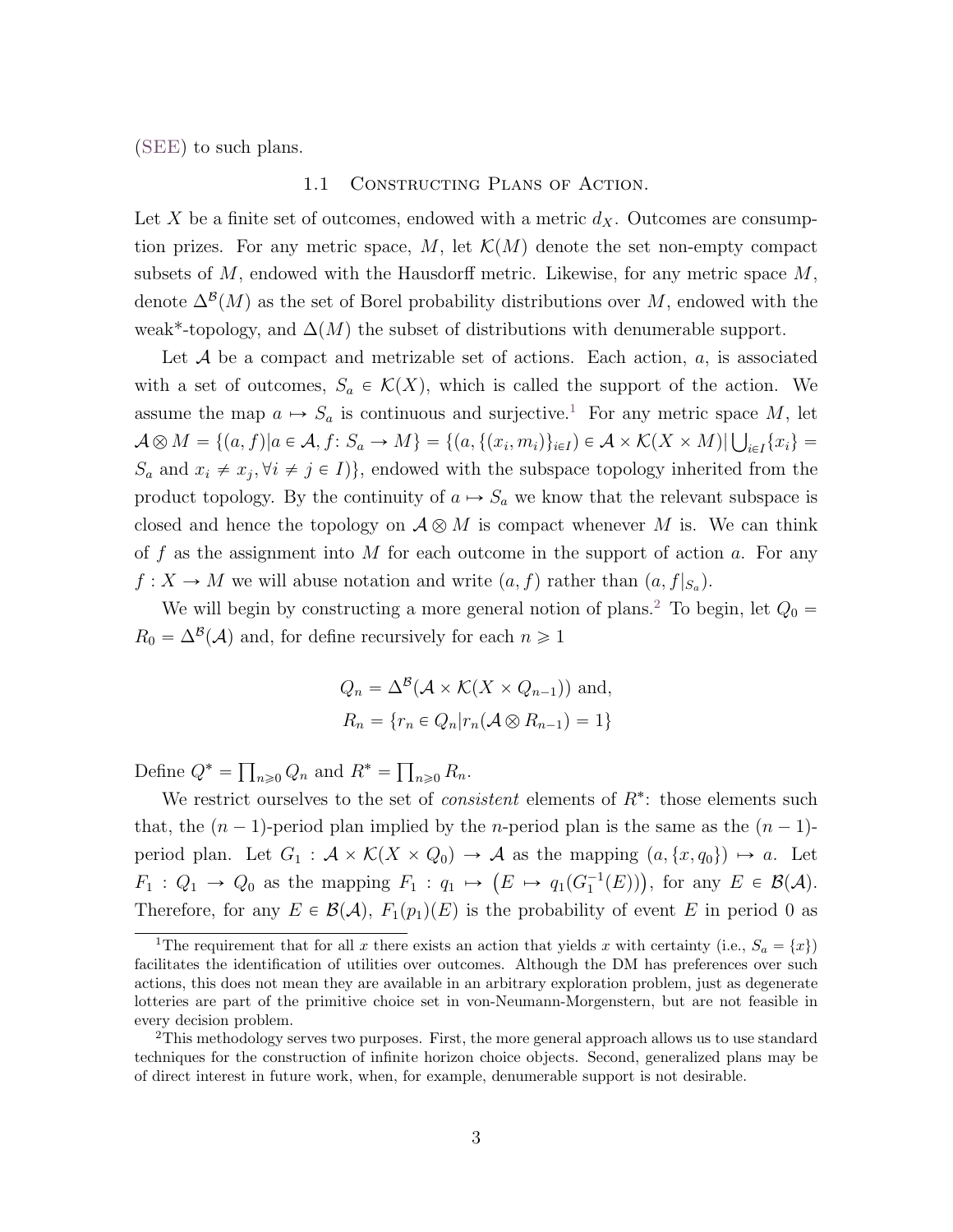(SEE) to such plans.

### 1.1 Constructing Plans of Action.

Let $X$ be a finite set of outcomes, endowed with a metric $d_X$. Outcomes are consumption prizes. For any metric space, $M$, let $\mathcal{K}(M)$ denote the set non-empty compact subsets of $M$, endowed with the Hausdorff metric. Likewise, for any metric space $M$, denote $\Delta^{\mathcal{B}}(M)$ as the set of Borel probability distributions over $M$, endowed with the weak*-topology, and $\Delta(M)$ the subset of distributions with denumerable support.

Let $\mathcal{A}$ be a compact and metrizable set of actions. Each action, $a$, is associated with a set of outcomes, $S_a \in \mathcal{K}(X)$, which is called the support of the action. We assume the map $a \mapsto S_a$ is continuous and surjective.[1] For any metric space $M$, let $\mathcal{A} \otimes M = \{(a, f) | a \in \mathcal{A}, f \colon S_a \to M\} = \{(a, \{(x_i, m_i)\}_{i \in I}) \in \mathcal{A} \times \mathcal{K}(X \times M) | \bigcup_{i \in I} \{x_i\} = S_a \text{ and } x_i \neq x_j, \forall i \neq j \in I)\}$, endowed with the subspace topology inherited from the product topology. By the continuity of $a \mapsto S_a$ we know that the relevant subspace is closed and hence the topology on $\mathcal{A} \otimes M$ is compact whenever $M$ is. We can think of $f$ as the assignment into $M$ for each outcome in the support of action $a$. For any $f : X \to M$ we will abuse notation and write $(a, f)$ rather than $(a, f|_{S_a})$.

We will begin by constructing a more general notion of plans.[2] To begin, let $Q_0 = R_0 = \Delta^{\mathcal{B}}(\mathcal{A})$ and, for define recursively for each $n \geqslant 1$

$$Q_n = \Delta^{\mathcal{B}}(\mathcal{A} \times \mathcal{K}(X \times Q_{n-1})) \text{ and,}$$
$$R_n = \{r_n \in Q_n | r_n(\mathcal{A} \otimes R_{n-1}) = 1\}$$

Define $Q^* = \prod_{n \geqslant 0} Q_n$ and $R^* = \prod_{n \geqslant 0} R_n$.

We restrict ourselves to the set of *consistent* elements of $R^*$: those elements such that, the $(n-1)$-period plan implied by the $n$-period plan is the same as the $(n-1)$-period plan. Let $G_1 : \mathcal{A} \times \mathcal{K}(X \times Q_0) \to \mathcal{A}$ as the mapping $(a, \{x, q_0\}) \mapsto a$. Let $F_1 : Q_1 \to Q_0$ as the mapping $F_1 : q_1 \mapsto \big(E \mapsto q_1(G_1^{-1}(E))\big)$, for any $E \in \mathcal{B}(\mathcal{A})$. Therefore, for any $E \in \mathcal{B}(\mathcal{A})$, $F_1(p_1)(E)$ is the probability of event $E$ in period 0 as

[1] The requirement that for all $x$ there exists an action that yields $x$ with certainty (i.e., $S_a = \{x\}$) facilitates the identification of utilities over outcomes. Although the DM has preferences over such actions, this does not mean they are available in an arbitrary exploration problem, just as degenerate lotteries are part of the primitive choice set in von-Neumann-Morgenstern, but are not feasible in every decision problem.

[2] This methodology serves two purposes. First, the more general approach allows us to use standard techniques for the construction of infinite horizon choice objects. Second, generalized plans may be of direct interest in future work, when, for example, denumerable support is not desirable.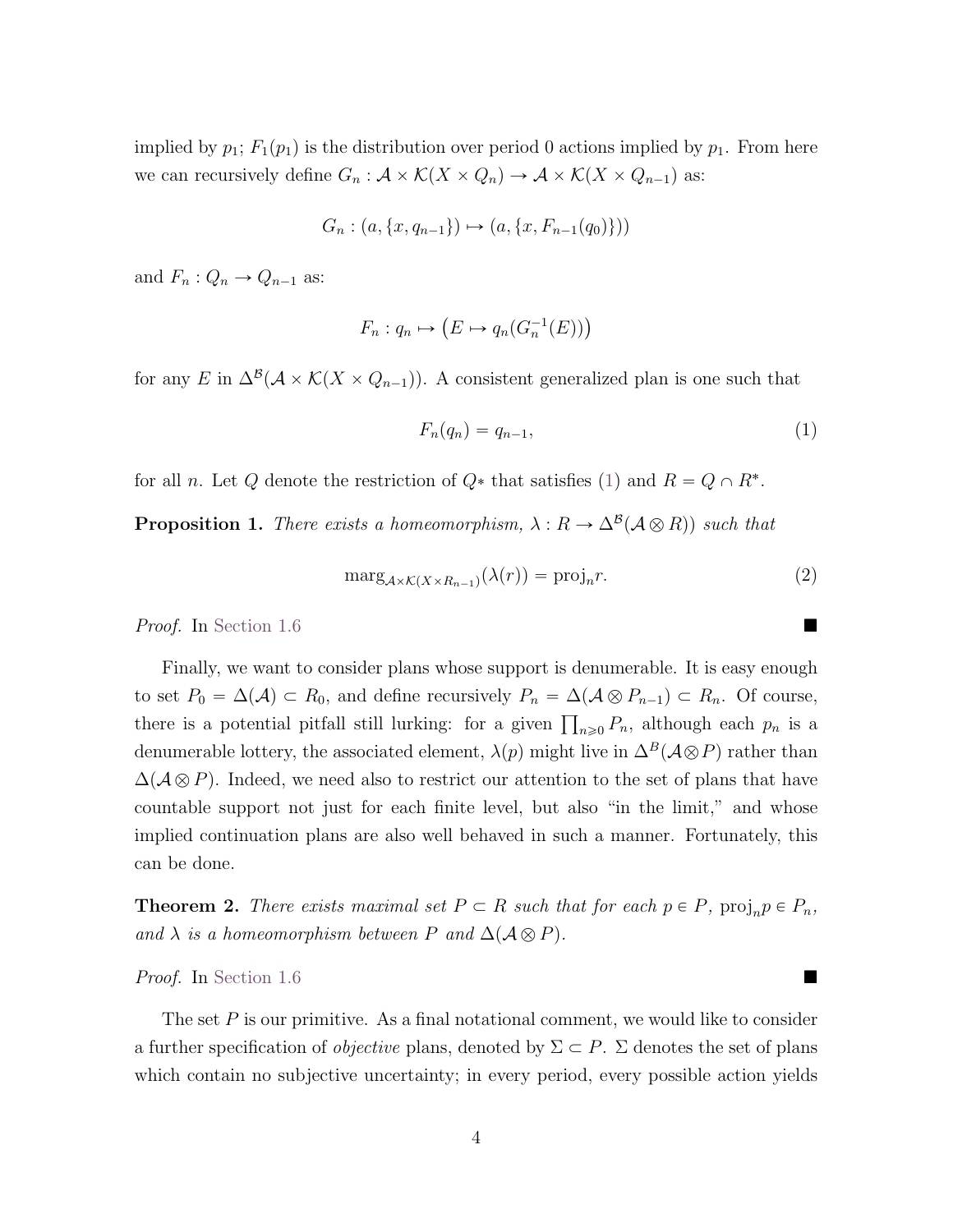implied by $p_1$; $F_1(p_1)$ is the distribution over period 0 actions implied by $p_1$. From here we can recursively define $G_n : \mathcal{A} \times \mathcal{K}(X \times Q_n) \to \mathcal{A} \times \mathcal{K}(X \times Q_{n-1})$ as:

$$G_n : (a, \{x, q_{n-1}\}) \mapsto (a, \{x, F_{n-1}(q_0)\}))$$

and $F_n : Q_n \to Q_{n-1}$ as:

$$F_n : q_n \mapsto \big(E \mapsto q_n(G_n^{-1}(E))\big)$$

for any $E$ in $\Delta^{\mathcal{B}}(\mathcal{A} \times \mathcal{K}(X \times Q_{n-1}))$. A consistent generalized plan is one such that

$$F_n(q_n) = q_{n-1}, \tag{1}$$

for all $n$. Let $Q$ denote the restriction of $Q*$ that satisfies (1) and $R = Q \cap R^*$.

**Proposition 1.** *There exists a homeomorphism, $\lambda : R \to \Delta^{\mathcal{B}}(\mathcal{A} \otimes R))$ such that*

$$\operatorname{marg}_{\mathcal{A} \times \mathcal{K}(X \times R_{n-1})}(\lambda(r)) = \operatorname{proj}_n r. \tag{2}$$

*Proof.* In Section 1.6 ∎

Finally, we want to consider plans whose support is denumerable. It is easy enough to set $P_0 = \Delta(\mathcal{A}) \subset R_0$, and define recursively $P_n = \Delta(\mathcal{A} \otimes P_{n-1}) \subset R_n$. Of course, there is a potential pitfall still lurking: for a given $\prod_{n \geqslant 0} P_n$, although each $p_n$ is a denumerable lottery, the associated element, $\lambda(p)$ might live in $\Delta^B(\mathcal{A} \otimes P)$ rather than $\Delta(\mathcal{A} \otimes P)$. Indeed, we need also to restrict our attention to the set of plans that have countable support not just for each finite level, but also "in the limit," and whose implied continuation plans are also well behaved in such a manner. Fortunately, this can be done.

**Theorem 2.** *There exists maximal set $P \subset R$ such that for each $p \in P$, $\operatorname{proj}_n p \in P_n$, and $\lambda$ is a homeomorphism between $P$ and $\Delta(\mathcal{A} \otimes P)$.*

*Proof.* In Section 1.6 ∎

The set $P$ is our primitive. As a final notational comment, we would like to consider a further specification of *objective* plans, denoted by $\Sigma \subset P$. $\Sigma$ denotes the set of plans which contain no subjective uncertainty; in every period, every possible action yields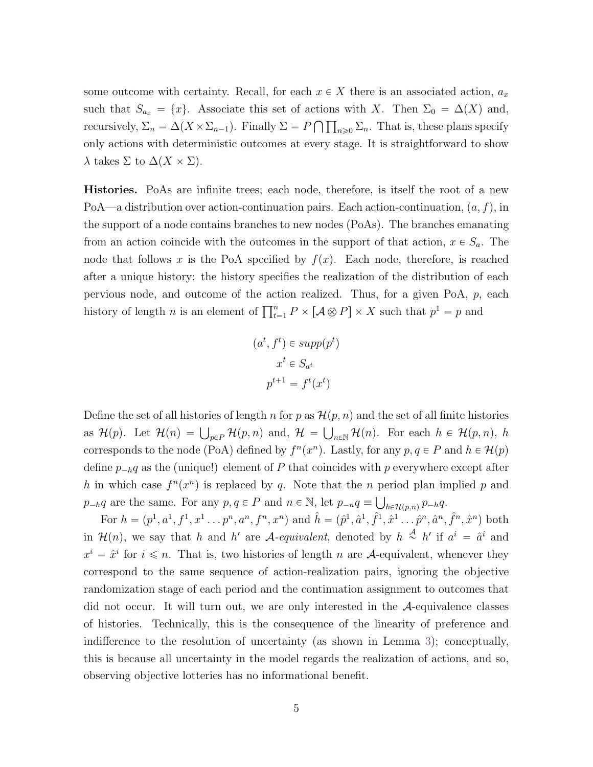some outcome with certainty. Recall, for each $x \in X$ there is an associated action, $a_x$ such that $S_{a_x} = \{x\}$. Associate this set of actions with $X$. Then $\Sigma_0 = \Delta(X)$ and, recursively, $\Sigma_n = \Delta(X \times \Sigma_{n-1})$. Finally $\Sigma = P \bigcap \prod_{n \geqslant 0} \Sigma_n$. That is, these plans specify only actions with deterministic outcomes at every stage. It is straightforward to show $\lambda$ takes $\Sigma$ to $\Delta(X \times \Sigma)$.

**Histories.** PoAs are infinite trees; each node, therefore, is itself the root of a new PoA—a distribution over action-continuation pairs. Each action-continuation, $(a, f)$, in the support of a node contains branches to new nodes (PoAs). The branches emanating from an action coincide with the outcomes in the support of that action, $x \in S_a$. The node that follows $x$ is the PoA specified by $f(x)$. Each node, therefore, is reached after a unique history: the history specifies the realization of the distribution of each pervious node, and outcome of the action realized. Thus, for a given PoA, $p$, each history of length $n$ is an element of $\prod_{t=1}^{n} P \times [\mathcal{A} \otimes P] \times X$ such that $p^1 = p$ and

$$(a^t, f^t) \in supp(p^t)$$
$$x^t \in S_{a^t}$$
$$p^{t+1} = f^t(x^t)$$

Define the set of all histories of length $n$ for $p$ as $\mathcal{H}(p, n)$ and the set of all finite histories as $\mathcal{H}(p)$. Let $\mathcal{H}(n) = \bigcup_{p \in P} \mathcal{H}(p, n)$ and, $\mathcal{H} = \bigcup_{n \in \mathbb{N}} \mathcal{H}(n)$. For each $h \in \mathcal{H}(p, n)$, $h$ corresponds to the node (PoA) defined by $f^n(x^n)$. Lastly, for any $p, q \in P$ and $h \in \mathcal{H}(p)$ define $p_{-h}q$ as the (unique!) element of $P$ that coincides with $p$ everywhere except after $h$ in which case $f^n(x^n)$ is replaced by $q$. Note that the $n$ period plan implied $p$ and $p_{-h}q$ are the same. For any $p, q \in P$ and $n \in \mathbb{N}$, let $p_{-n}q \equiv \bigcup_{h \in \mathcal{H}(p,n)} p_{-h}q$.

For $h = (p^1, a^1, f^1, x^1 \ldots p^n, a^n, f^n, x^n)$ and $\hat{h} = (\hat{p}^1, \hat{a}^1, \hat{f}^1, \hat{x}^1 \ldots \hat{p}^n, \hat{a}^n, \hat{f}^n, \hat{x}^n)$ both in $\mathcal{H}(n)$, we say that $h$ and $h'$ are *$\mathcal{A}$-equivalent*, denoted by $h \overset{\mathcal{A}}{\sim} h'$ if $a^i = \hat{a}^i$ and $x^i = \hat{x}^i$ for $i \leqslant n$. That is, two histories of length $n$ are $\mathcal{A}$-equivalent, whenever they correspond to the same sequence of action-realization pairs, ignoring the objective randomization stage of each period and the continuation assignment to outcomes that did not occur. It will turn out, we are only interested in the $\mathcal{A}$-equivalence classes of histories. Technically, this is the consequence of the linearity of preference and indifference to the resolution of uncertainty (as shown in Lemma 3); conceptually, this is because all uncertainty in the model regards the realization of actions, and so, observing objective lotteries has no informational benefit.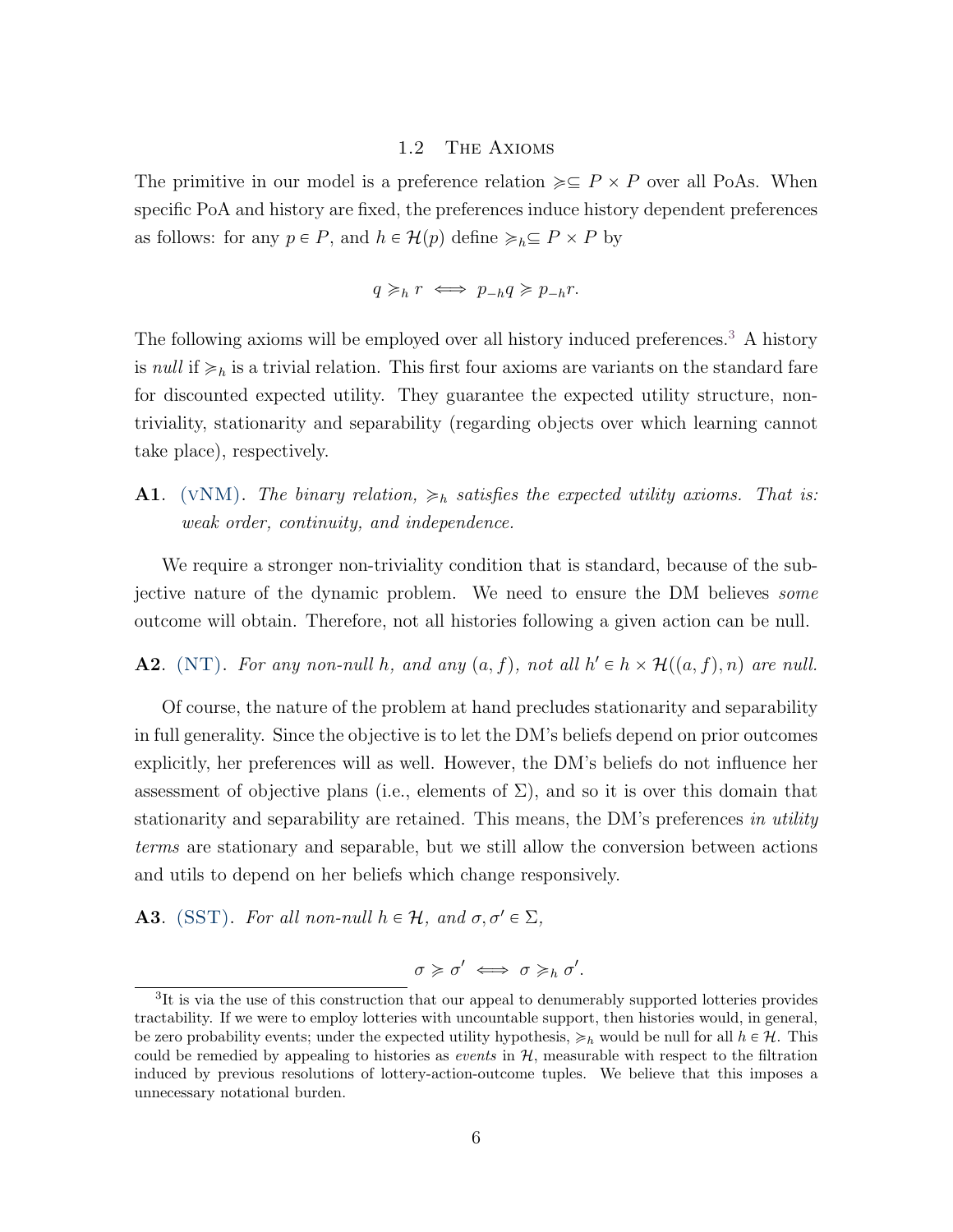### 1.2 The Axioms

The primitive in our model is a preference relation $\succcurlyeq \subseteq P \times P$ over all PoAs. When specific PoA and history are fixed, the preferences induce history dependent preferences as follows: for any $p \in P$, and $h \in \mathcal{H}(p)$ define $\succcurlyeq_h \subseteq P \times P$ by

$$q \succcurlyeq_h r \iff p_{-h} q \succcurlyeq p_{-h} r.$$

The following axioms will be employed over all history induced preferences.[3] A history is *null* if $\succcurlyeq_h$ is a trivial relation. This first four axioms are variants on the standard fare for discounted expected utility. They guarantee the expected utility structure, non-triviality, stationarity and separability (regarding objects over which learning cannot take place), respectively.

**A1**. (vNM). *The binary relation, $\succcurlyeq_h$ satisfies the expected utility axioms. That is: weak order, continuity, and independence.*

We require a stronger non-triviality condition that is standard, because of the subjective nature of the dynamic problem. We need to ensure the DM believes *some* outcome will obtain. Therefore, not all histories following a given action can be null.

**A2**. (NT). *For any non-null $h$, and any $(a, f)$, not all $h' \in h \times \mathcal{H}((a, f), n)$ are null.*

Of course, the nature of the problem at hand precludes stationarity and separability in full generality. Since the objective is to let the DM's beliefs depend on prior outcomes explicitly, her preferences will as well. However, the DM's beliefs do not influence her assessment of objective plans (i.e., elements of $\Sigma$), and so it is over this domain that stationarity and separability are retained. This means, the DM's preferences *in utility terms* are stationary and separable, but we still allow the conversion between actions and utils to depend on her beliefs which change responsively.

**A3**. (SST). *For all non-null $h \in \mathcal{H}$, and $\sigma, \sigma' \in \Sigma$,*

$$\sigma \succcurlyeq \sigma' \iff \sigma \succcurlyeq_h \sigma'.$$

[3] It is via the use of this construction that our appeal to denumerably supported lotteries provides tractability. If we were to employ lotteries with uncountable support, then histories would, in general, be zero probability events; under the expected utility hypothesis, $\succcurlyeq_h$ would be null for all $h \in \mathcal{H}$. This could be remedied by appealing to histories as *events* in $\mathcal{H}$, measurable with respect to the filtration induced by previous resolutions of lottery-action-outcome tuples. We believe that this imposes a unnecessary notational burden.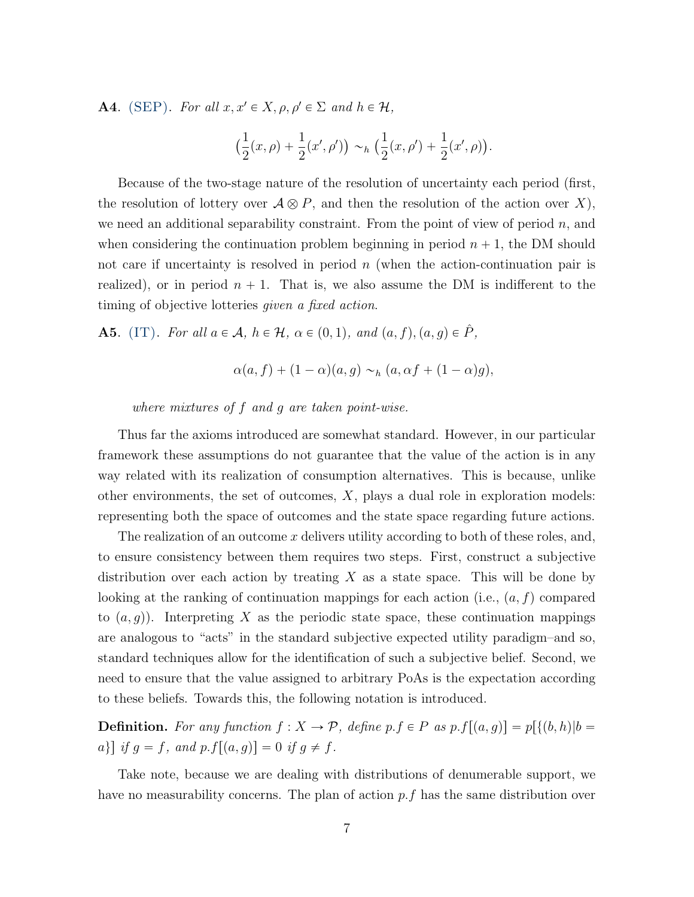**A4**. (SEP). *For all $x, x' \in X, \rho, \rho' \in \Sigma$ and $h \in \mathcal{H}$,*

$$\big(\frac{1}{2}(x,\rho) + \frac{1}{2}(x',\rho')\big) \sim_h \big(\frac{1}{2}(x,\rho') + \frac{1}{2}(x',\rho)\big).$$

Because of the two-stage nature of the resolution of uncertainty each period (first, the resolution of lottery over $\mathcal{A} \otimes P$, and then the resolution of the action over $X$), we need an additional separability constraint. From the point of view of period $n$, and when considering the continuation problem beginning in period $n+1$, the DM should not care if uncertainty is resolved in period $n$ (when the action-continuation pair is realized), or in period $n+1$. That is, we also assume the DM is indifferent to the timing of objective lotteries *given a fixed action*.

**A5**. (IT). *For all $a \in \mathcal{A}$, $h \in \mathcal{H}$, $\alpha \in (0,1)$, and $(a,f),(a,g) \in \hat{P}$,*

$$\alpha(a,f) + (1-\alpha)(a,g) \sim_h (a, \alpha f + (1-\alpha)g),$$

*where mixtures of $f$ and $g$ are taken point-wise.*

Thus far the axioms introduced are somewhat standard. However, in our particular framework these assumptions do not guarantee that the value of the action is in any way related with its realization of consumption alternatives. This is because, unlike other environments, the set of outcomes, $X$, plays a dual role in exploration models: representing both the space of outcomes and the state space regarding future actions.

The realization of an outcome $x$ delivers utility according to both of these roles, and, to ensure consistency between them requires two steps. First, construct a subjective distribution over each action by treating $X$ as a state space. This will be done by looking at the ranking of continuation mappings for each action (i.e., $(a,f)$ compared to $(a,g)$). Interpreting $X$ as the periodic state space, these continuation mappings are analogous to "acts" in the standard subjective expected utility paradigm–and so, standard techniques allow for the identification of such a subjective belief. Second, we need to ensure that the value assigned to arbitrary PoAs is the expectation according to these beliefs. Towards this, the following notation is introduced.

**Definition.** *For any function $f : X \to \mathcal{P}$, define $p.f \in P$ as $p.f[(a,g)] = p[\{(b,h) | b = a\}]$ if $g = f$, and $p.f[(a,g)] = 0$ if $g \neq f$.*

Take note, because we are dealing with distributions of denumerable support, we have no measurability concerns. The plan of action $p.f$ has the same distribution over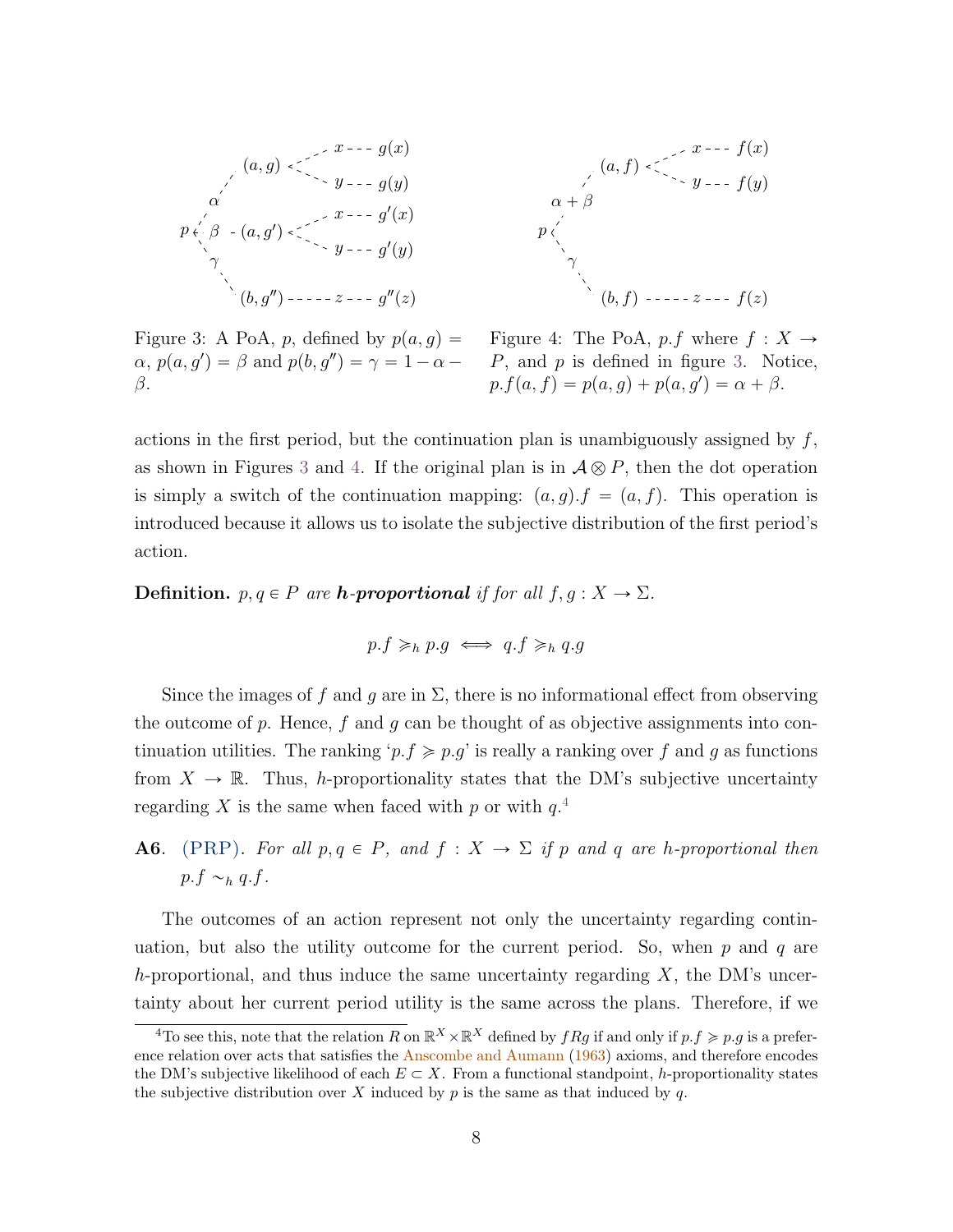Figure 3: A PoA, $p$, defined by $p(a,g) = \alpha$, $p(a,g') = \beta$ and $p(b,g'') = \gamma = 1 - \alpha - \beta$.

Figure 4: The PoA, $p.f$ where $f : X \to P$, and $p$ is defined in figure 3. Notice, $p.f(a,f) = p(a,g) + p(a,g') = \alpha + \beta$.

actions in the first period, but the continuation plan is unambiguously assigned by $f$, as shown in Figures 3 and 4. If the original plan is in $\mathcal{A} \otimes P$, then the dot operation is simply a switch of the continuation mapping: $(a,g).f = (a,f)$. This operation is introduced because it allows us to isolate the subjective distribution of the first period's action.

**Definition.** *$p, q \in P$ are **h-proportional** if for all $f, g : X \to \Sigma$.*

$$p.f \succcurlyeq_h p.g \iff q.f \succcurlyeq_h q.g$$

Since the images of $f$ and $g$ are in $\Sigma$, there is no informational effect from observing the outcome of $p$. Hence, $f$ and $g$ can be thought of as objective assignments into continuation utilities. The ranking '$p.f \succcurlyeq p.g$' is really a ranking over $f$ and $g$ as functions from $X \to \mathbb{R}$. Thus, $h$-proportionality states that the DM's subjective uncertainty regarding $X$ is the same when faced with $p$ or with $q$.[4]

**A6**. (PRP). *For all $p, q \in P$, and $f : X \to \Sigma$ if $p$ and $q$ are $h$-proportional then $p.f \sim_h q.f$.*

The outcomes of an action represent not only the uncertainty regarding continuation, but also the utility outcome for the current period. So, when $p$ and $q$ are $h$-proportional, and thus induce the same uncertainty regarding $X$, the DM's uncertainty about her current period utility is the same across the plans. Therefore, if we

[4] To see this, note that the relation $R$ on $\mathbb{R}^X \times \mathbb{R}^X$ defined by $fRg$ if and only if $p.f \succcurlyeq p.g$ is a preference relation over acts that satisfies the Anscombe and Aumann (1963) axioms, and therefore encodes the DM's subjective likelihood of each $E \subset X$. From a functional standpoint, $h$-proportionality states the subjective distribution over $X$ induced by $p$ is the same as that induced by $q$.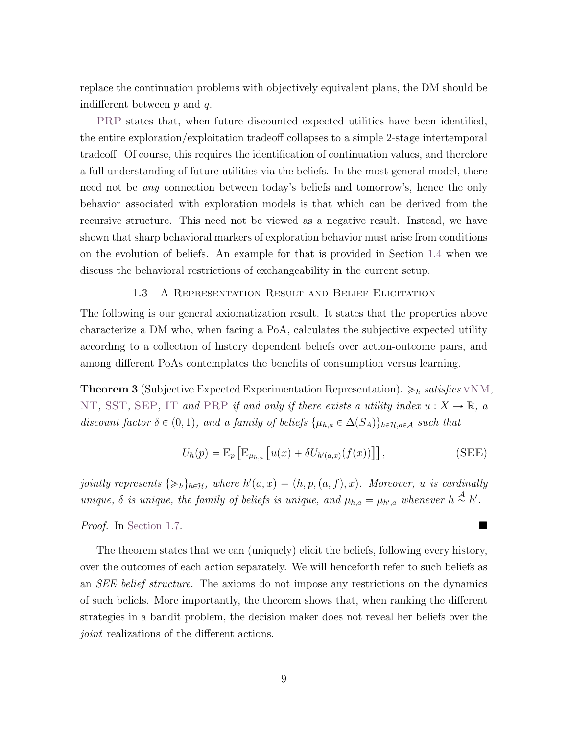replace the continuation problems with objectively equivalent plans, the DM should be indifferent between $p$ and $q$.

PRP states that, when future discounted expected utilities have been identified, the entire exploration/exploitation tradeoff collapses to a simple 2-stage intertemporal tradeoff. Of course, this requires the identification of continuation values, and therefore a full understanding of future utilities via the beliefs. In the most general model, there need not be *any* connection between today's beliefs and tomorrow's, hence the only behavior associated with exploration models is that which can be derived from the recursive structure. This need not be viewed as a negative result. Instead, we have shown that sharp behavioral markers of exploration behavior must arise from conditions on the evolution of beliefs. An example for that is provided in Section 1.4 when we discuss the behavioral restrictions of exchangeability in the current setup.

### 1.3 A Representation Result and Belief Elicitation

The following is our general axiomatization result. It states that the properties above characterize a DM who, when facing a PoA, calculates the subjective expected utility according to a collection of history dependent beliefs over action-outcome pairs, and among different PoAs contemplates the benefits of consumption versus learning.

**Theorem 3** (Subjective Expected Experimentation Representation)**.** *$\succcurlyeq_h$ satisfies vNM, NT, SST, SEP, IT and PRP if and only if there exists a utility index $u : X \to \mathbb{R}$, a discount factor $\delta \in (0, 1)$, and a family of beliefs $\{\mu_{h,a} \in \Delta(S_A)\}_{h\in\mathcal{H},a\in\mathcal{A}}$ such that*

$$U_h(p) = \mathbb{E}_p \left[\mathbb{E}_{\mu_{h,a}} \left[u(x) + \delta U_{h'(a,x)}(f(x))\right]\right], \tag{SEE}$$

*jointly represents $\{\succcurlyeq_h\}_{h\in\mathcal{H}}$, where $h'(a, x) = (h, p, (a, f), x)$. Moreover, $u$ is cardinally unique, $\delta$ is unique, the family of beliefs is unique, and $\mu_{h,a} = \mu_{h',a}$ whenever $h \overset{\mathcal{A}}{\sim} h'$.*

*Proof.* In Section 1.7. ∎

The theorem states that we can (uniquely) elicit the beliefs, following every history, over the outcomes of each action separately. We will henceforth refer to such beliefs as an *SEE belief structure*. The axioms do not impose any restrictions on the dynamics of such beliefs. More importantly, the theorem shows that, when ranking the different strategies in a bandit problem, the decision maker does not reveal her beliefs over the *joint* realizations of the different actions.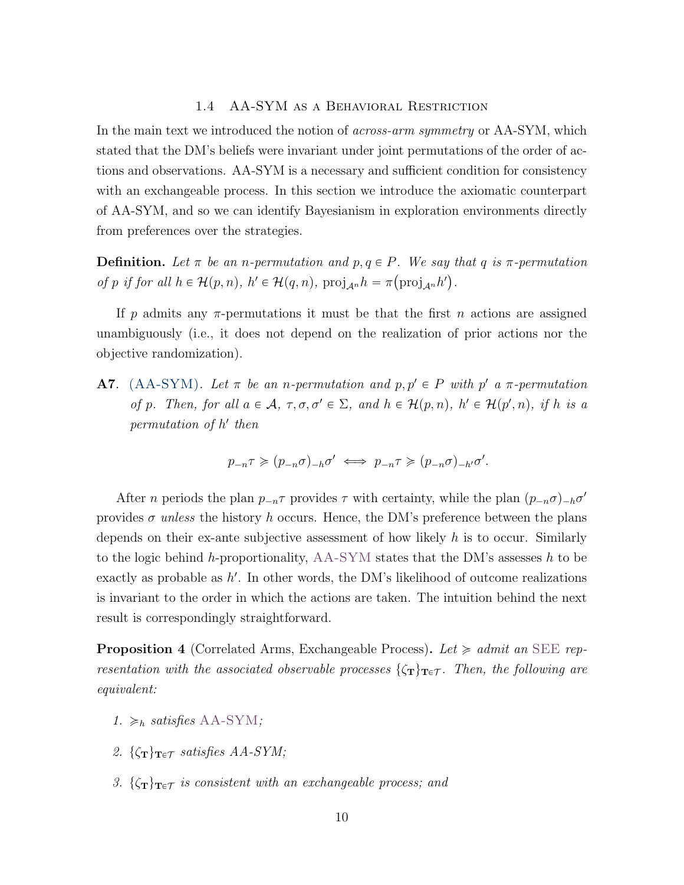### 1.4 AA-SYM as a Behavioral Restriction

In the main text we introduced the notion of *across-arm symmetry* or AA-SYM, which stated that the DM's beliefs were invariant under joint permutations of the order of actions and observations. AA-SYM is a necessary and sufficient condition for consistency with an exchangeable process. In this section we introduce the axiomatic counterpart of AA-SYM, and so we can identify Bayesianism in exploration environments directly from preferences over the strategies.

**Definition.** *Let $\pi$ be an $n$-permutation and $p, q \in P$. We say that $q$ is $\pi$-permutation of $p$ if for all $h \in \mathcal{H}(p, n)$, $h' \in \mathcal{H}(q, n)$, $\text{proj}_{\mathcal{A}^n} h = \pi\big(\text{proj}_{\mathcal{A}^n} h'\big)$.*

If $p$ admits any $\pi$-permutations it must be that the first $n$ actions are assigned unambiguously (i.e., it does not depend on the realization of prior actions nor the objective randomization).

**A7**. (AA-SYM). *Let $\pi$ be an $n$-permutation and $p, p' \in P$ with $p'$ a $\pi$-permutation of $p$. Then, for all $a \in \mathcal{A}$, $\tau, \sigma, \sigma' \in \Sigma$, and $h \in \mathcal{H}(p, n)$, $h' \in \mathcal{H}(p', n)$, if $h$ is a permutation of $h'$ then*

$$p_{-n}\tau \succcurlyeq (p_{-n}\sigma)_{-h}\sigma' \iff p_{-n}\tau \succcurlyeq (p_{-n}\sigma)_{-h'}\sigma'.$$

After $n$ periods the plan $p_{-n}\tau$ provides $\tau$ with certainty, while the plan $(p_{-n}\sigma)_{-h}\sigma'$ provides $\sigma$ *unless* the history $h$ occurs. Hence, the DM's preference between the plans depends on their ex-ante subjective assessment of how likely $h$ is to occur. Similarly to the logic behind $h$-proportionality, AA-SYM states that the DM's assesses $h$ to be exactly as probable as $h'$. In other words, the DM's likelihood of outcome realizations is invariant to the order in which the actions are taken. The intuition behind the next result is correspondingly straightforward.

**Proposition 4** (Correlated Arms, Exchangeable Process)**.** *Let $\succcurlyeq$ admit an SEE representation with the associated observable processes $\{\zeta_{\mathbf{T}}\}_{\mathbf{T}\in\mathcal{T}}$. Then, the following are equivalent:*

1. *$\succcurlyeq_h$ satisfies AA-SYM;*
2. *$\{\zeta_{\mathbf{T}}\}_{\mathbf{T}\in\mathcal{T}}$ satisfies AA-SYM;*
3. *$\{\zeta_{\mathbf{T}}\}_{\mathbf{T}\in\mathcal{T}}$ is consistent with an exchangeable process; and*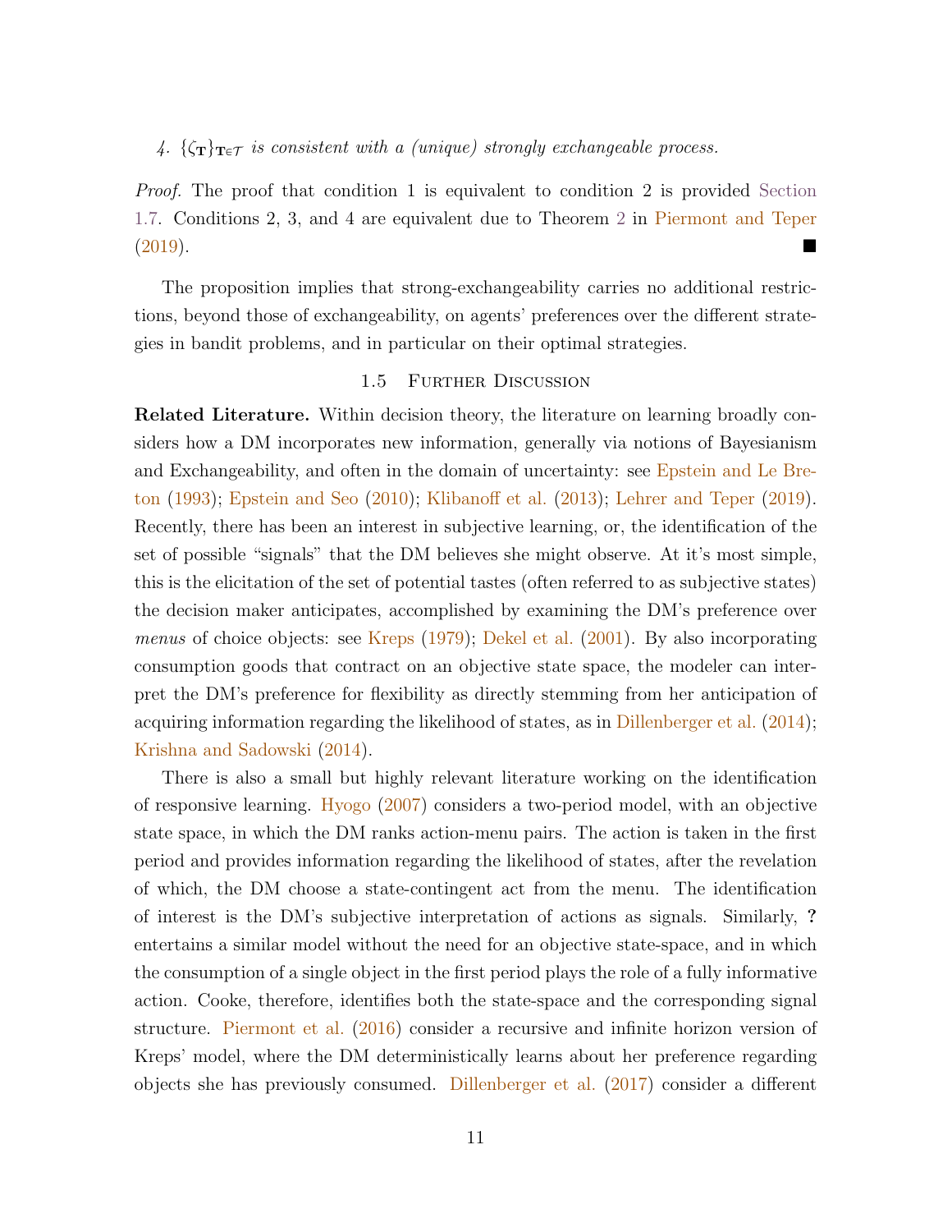4. $\{\zeta_{\mathbf{T}}\}_{\mathbf{T}\in\mathcal{T}}$ *is consistent with a (unique) strongly exchangeable process.*

*Proof.* The proof that condition 1 is equivalent to condition 2 is provided Section 1.7. Conditions 2, 3, and 4 are equivalent due to Theorem 2 in Piermont and Teper (2019). ■

The proposition implies that strong-exchangeability carries no additional restrictions, beyond those of exchangeability, on agents' preferences over the different strategies in bandit problems, and in particular on their optimal strategies.

### 1.5 Further Discussion

**Related Literature.** Within decision theory, the literature on learning broadly considers how a DM incorporates new information, generally via notions of Bayesianism and Exchangeability, and often in the domain of uncertainty: see Epstein and Le Breton (1993); Epstein and Seo (2010); Klibanoff et al. (2013); Lehrer and Teper (2019). Recently, there has been an interest in subjective learning, or, the identification of the set of possible "signals" that the DM believes she might observe. At it's most simple, this is the elicitation of the set of potential tastes (often referred to as subjective states) the decision maker anticipates, accomplished by examining the DM's preference over *menus* of choice objects: see Kreps (1979); Dekel et al. (2001). By also incorporating consumption goods that contract on an objective state space, the modeler can interpret the DM's preference for flexibility as directly stemming from her anticipation of acquiring information regarding the likelihood of states, as in Dillenberger et al. (2014); Krishna and Sadowski (2014).

There is also a small but highly relevant literature working on the identification of responsive learning. Hyogo (2007) considers a two-period model, with an objective state space, in which the DM ranks action-menu pairs. The action is taken in the first period and provides information regarding the likelihood of states, after the revelation of which, the DM choose a state-contingent act from the menu. The identification of interest is the DM's subjective interpretation of actions as signals. Similarly, **?** entertains a similar model without the need for an objective state-space, and in which the consumption of a single object in the first period plays the role of a fully informative action. Cooke, therefore, identifies both the state-space and the corresponding signal structure. Piermont et al. (2016) consider a recursive and infinite horizon version of Kreps' model, where the DM deterministically learns about her preference regarding objects she has previously consumed. Dillenberger et al. (2017) consider a different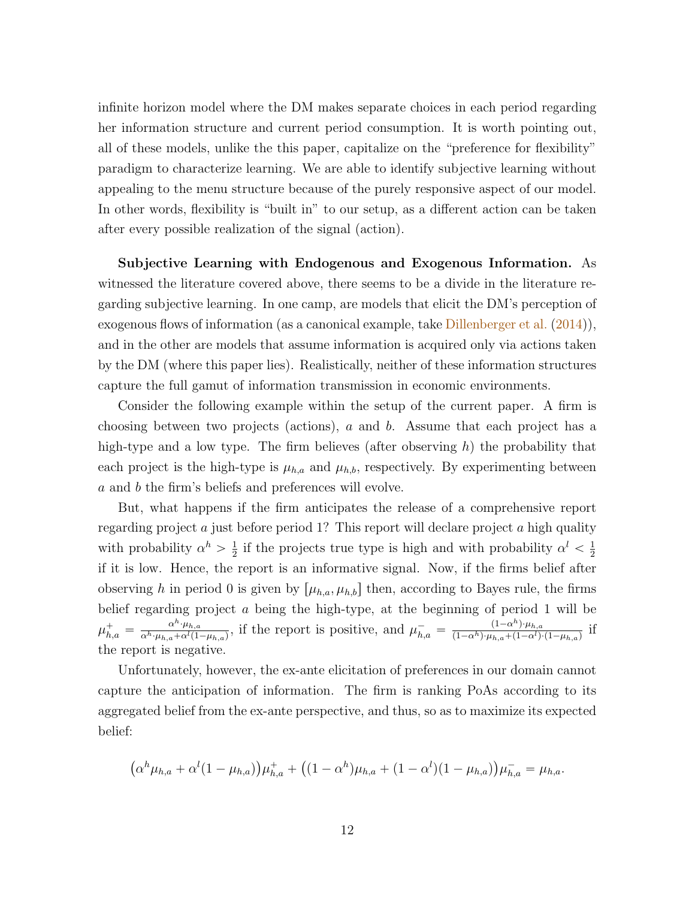infinite horizon model where the DM makes separate choices in each period regarding her information structure and current period consumption. It is worth pointing out, all of these models, unlike the this paper, capitalize on the "preference for flexibility" paradigm to characterize learning. We are able to identify subjective learning without appealing to the menu structure because of the purely responsive aspect of our model. In other words, flexibility is "built in" to our setup, as a different action can be taken after every possible realization of the signal (action).

**Subjective Learning with Endogenous and Exogenous Information.** As witnessed the literature covered above, there seems to be a divide in the literature regarding subjective learning. In one camp, are models that elicit the DM's perception of exogenous flows of information (as a canonical example, take Dillenberger et al. (2014)), and in the other are models that assume information is acquired only via actions taken by the DM (where this paper lies). Realistically, neither of these information structures capture the full gamut of information transmission in economic environments.

Consider the following example within the setup of the current paper. A firm is choosing between two projects (actions), $a$ and $b$. Assume that each project has a high-type and a low type. The firm believes (after observing $h$) the probability that each project is the high-type is $\mu_{h,a}$ and $\mu_{h,b}$, respectively. By experimenting between $a$ and $b$ the firm's beliefs and preferences will evolve.

But, what happens if the firm anticipates the release of a comprehensive report regarding project $a$ just before period 1? This report will declare project $a$ high quality with probability $\alpha^h > \frac{1}{2}$ if the projects true type is high and with probability $\alpha^l < \frac{1}{2}$ if it is low. Hence, the report is an informative signal. Now, if the firms belief after observing $h$ in period 0 is given by $[\mu_{h,a}, \mu_{h,b}]$ then, according to Bayes rule, the firms belief regarding project $a$ being the high-type, at the beginning of period 1 will be $\mu^+_{h,a} = \frac{\alpha^h \cdot \mu_{h,a}}{\alpha^h \cdot \mu_{h,a} + \alpha^l (1-\mu_{h,a})}$, if the report is positive, and $\mu^-_{h,a} = \frac{(1-\alpha^h)\cdot \mu_{h,a}}{(1-\alpha^h)\cdot \mu_{h,a} + (1-\alpha^l)\cdot(1-\mu_{h,a})}$ if the report is negative.

Unfortunately, however, the ex-ante elicitation of preferences in our domain cannot capture the anticipation of information. The firm is ranking PoAs according to its aggregated belief from the ex-ante perspective, and thus, so as to maximize its expected belief:

$$\big(\alpha^h \mu_{h,a} + \alpha^l(1-\mu_{h,a})\big)\mu^+_{h,a} + \big((1-\alpha^h)\mu_{h,a} + (1-\alpha^l)(1-\mu_{h,a})\big)\mu^-_{h,a} = \mu_{h,a}.$$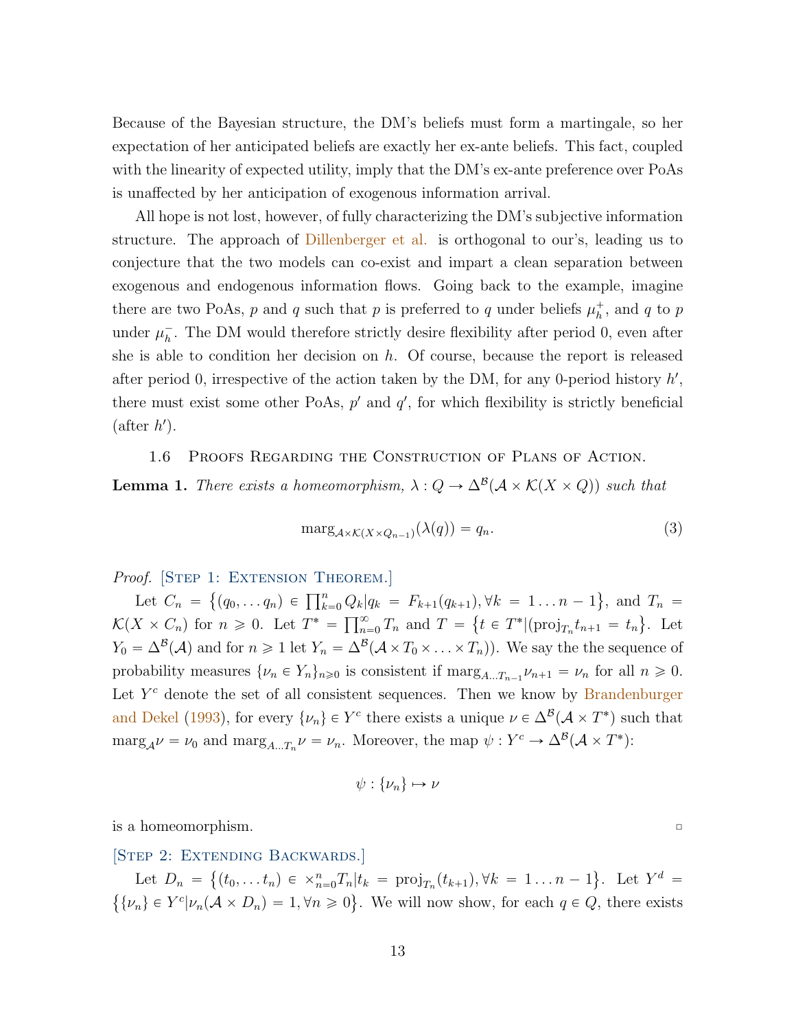Because of the Bayesian structure, the DM's beliefs must form a martingale, so her expectation of her anticipated beliefs are exactly her ex-ante beliefs. This fact, coupled with the linearity of expected utility, imply that the DM's ex-ante preference over PoAs is unaffected by her anticipation of exogenous information arrival.

All hope is not lost, however, of fully characterizing the DM's subjective information structure. The approach of Dillenberger et al. is orthogonal to our's, leading us to conjecture that the two models can co-exist and impart a clean separation between exogenous and endogenous information flows. Going back to the example, imagine there are two PoAs, $p$ and $q$ such that $p$ is preferred to $q$ under beliefs $\mu_h^+$, and $q$ to $p$ under $\mu_h^-$. The DM would therefore strictly desire flexibility after period 0, even after she is able to condition her decision on $h$. Of course, because the report is released after period 0, irrespective of the action taken by the DM, for any 0-period history $h'$, there must exist some other PoAs, $p'$ and $q'$, for which flexibility is strictly beneficial (after $h'$).

### 1.6 Proofs Regarding the Construction of Plans of Action.

**Lemma 1.** *There exists a homeomorphism, $\lambda : Q \to \Delta^{\mathcal{B}}(\mathcal{A} \times \mathcal{K}(X \times Q))$ such that*

$$\text{marg}_{\mathcal{A}\times\mathcal{K}(X\times Q_{n-1})}(\lambda(q)) = q_n. \tag{3}$$

*Proof.* [Step 1: Extension Theorem.]

Let $C_n = \{(q_0, \ldots q_n) \in \prod_{k=0}^{n} Q_k | q_k = F_{k+1}(q_{k+1}), \forall k = 1 \ldots n-1\}$, and $T_n = \mathcal{K}(X \times C_n)$ for $n \geqslant 0$. Let $T^* = \prod_{n=0}^{\infty} T_n$ and $T = \{t \in T^* | (\text{proj}_{T_n} t_{n+1} = t_n\}$. Let $Y_0 = \Delta^{\mathcal{B}}(\mathcal{A})$ and for $n \geqslant 1$ let $Y_n = \Delta^{\mathcal{B}}(\mathcal{A} \times T_0 \times \ldots \times T_n))$. We say the the sequence of probability measures $\{\nu_n \in Y_n\}_{n\geqslant 0}$ is consistent if $\text{marg}_{A\ldots T_{n-1}} \nu_{n+1} = \nu_n$ for all $n \geqslant 0$. Let $Y^c$ denote the set of all consistent sequences. Then we know by Brandenburger and Dekel (1993), for every $\{\nu_n\} \in Y^c$ there exists a unique $\nu \in \Delta^{\mathcal{B}}(\mathcal{A} \times T^*)$ such that $\text{marg}_{\mathcal{A}} \nu = \nu_0$ and $\text{marg}_{A\ldots T_n} \nu = \nu_n$. Moreover, the map $\psi : Y^c \to \Delta^{\mathcal{B}}(\mathcal{A} \times T^*)$:

$$\psi : \{\nu_n\} \mapsto \nu$$

is a homeomorphism. ▫

[Step 2: Extending Backwards.]

Let $D_n = \{(t_0, \ldots t_n) \in \times_{n=0}^{n} T_n | t_k = \text{proj}_{T_n}(t_{k+1}), \forall k = 1 \ldots n-1\}$. Let $Y^d = \{\{\nu_n\} \in Y^c | \nu_n(\mathcal{A} \times D_n) = 1, \forall n \geqslant 0\}$. We will now show, for each $q \in Q$, there exists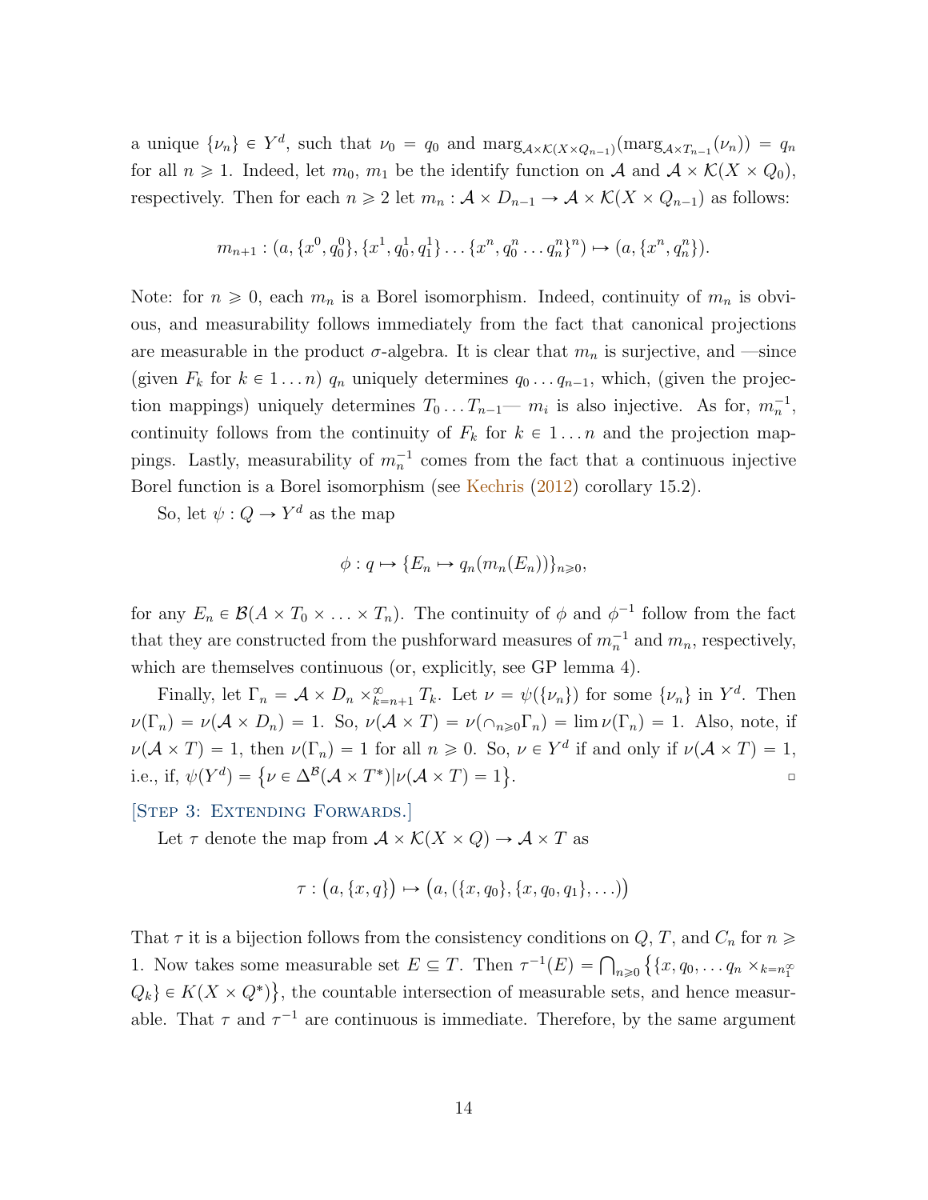a unique $\{\nu_n\} \in Y^d$, such that $\nu_0 = q_0$ and $\text{marg}_{\mathcal{A}\times\mathcal{K}(X\times Q_{n-1})}(\text{marg}_{\mathcal{A}\times T_{n-1}}(\nu_n)) = q_n$ for all $n \geqslant 1$. Indeed, let $m_0$, $m_1$ be the identify function on $\mathcal{A}$ and $\mathcal{A} \times \mathcal{K}(X \times Q_0)$, respectively. Then for each $n \geqslant 2$ let $m_n : \mathcal{A} \times D_{n-1} \to \mathcal{A} \times \mathcal{K}(X \times Q_{n-1})$ as follows:

$$m_{n+1} : (a, \{x^0, q_0^0\}, \{x^1, q_0^1, q_1^1\} \ldots \{x^n, q_0^n \ldots q_n^n\}^n) \mapsto (a, \{x^n, q_n^n\}).$$

Note: for $n \geqslant 0$, each $m_n$ is a Borel isomorphism. Indeed, continuity of $m_n$ is obvious, and measurability follows immediately from the fact that canonical projections are measurable in the product $\sigma$-algebra. It is clear that $m_n$ is surjective, and —since (given $F_k$ for $k \in 1 \ldots n$) $q_n$ uniquely determines $q_0 \ldots q_{n-1}$, which, (given the projection mappings) uniquely determines $T_0 \ldots T_{n-1}$— $m_i$ is also injective. As for, $m_n^{-1}$, continuity follows from the continuity of $F_k$ for $k \in 1 \ldots n$ and the projection mappings. Lastly, measurability of $m_n^{-1}$ comes from the fact that a continuous injective Borel function is a Borel isomorphism (see Kechris (2012) corollary 15.2).

So, let $\psi : Q \to Y^d$ as the map

$$\phi : q \mapsto \{E_n \mapsto q_n(m_n(E_n))\}_{n \geqslant 0},$$

for any $E_n \in \mathcal{B}(A \times T_0 \times \ldots \times T_n)$. The continuity of $\phi$ and $\phi^{-1}$ follow from the fact that they are constructed from the pushforward measures of $m_n^{-1}$ and $m_n$, respectively, which are themselves continuous (or, explicitly, see GP lemma 4).

Finally, let $\Gamma_n = \mathcal{A} \times D_n \times_{k=n+1}^{\infty} T_k$. Let $\nu = \psi(\{\nu_n\})$ for some $\{\nu_n\}$ in $Y^d$. Then $\nu(\Gamma_n) = \nu(\mathcal{A} \times D_n) = 1$. So, $\nu(\mathcal{A} \times T) = \nu(\cap_{n \geqslant 0} \Gamma_n) = \lim \nu(\Gamma_n) = 1$. Also, note, if $\nu(\mathcal{A} \times T) = 1$, then $\nu(\Gamma_n) = 1$ for all $n \geqslant 0$. So, $\nu \in Y^d$ if and only if $\nu(\mathcal{A} \times T) = 1$, i.e., if, $\psi(Y^d) = \{\nu \in \Delta^{\mathcal{B}}(\mathcal{A} \times T^*) | \nu(\mathcal{A} \times T) = 1\}$. □

[Step 3: Extending Forwards.]

Let $\tau$ denote the map from $\mathcal{A} \times \mathcal{K}(X \times Q) \to \mathcal{A} \times T$ as

$$\tau : (a, \{x, q\}) \mapsto (a, (\{x, q_0\}, \{x, q_0, q_1\}, \ldots))$$

That $\tau$ it is a bijection follows from the consistency conditions on $Q$, $T$, and $C_n$ for $n \geqslant 1$. Now takes some measurable set $E \subseteq T$. Then $\tau^{-1}(E) = \bigcap_{n \geqslant 0} \{\{x, q_0, \ldots q_n \times_{k=n_1^{\infty}} Q_k\} \in K(X \times Q^*)\}$, the countable intersection of measurable sets, and hence measurable. That $\tau$ and $\tau^{-1}$ are continuous is immediate. Therefore, by the same argument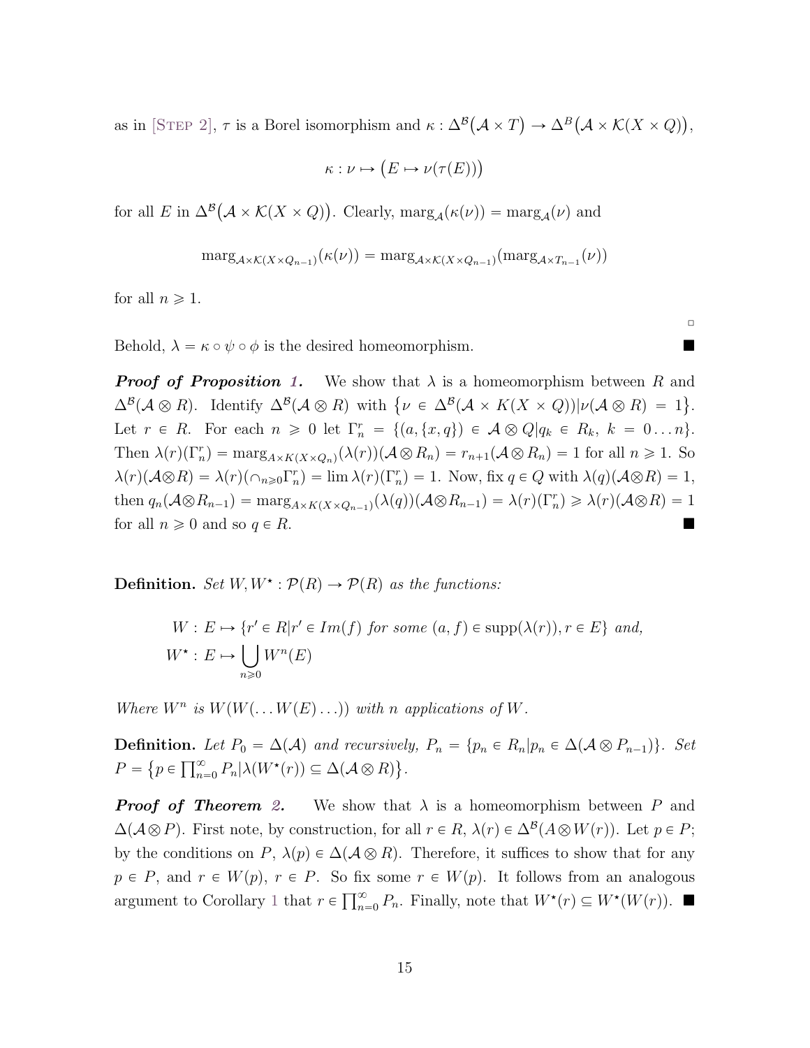as in [Step 2], $\tau$ is a Borel isomorphism and $\kappa : \Delta^{\mathcal{B}}\big(\mathcal{A} \times T\big) \to \Delta^{B}\big(\mathcal{A} \times \mathcal{K}(X \times Q)\big)$,

$$\kappa : \nu \mapsto \big(E \mapsto \nu(\tau(E))\big)$$

for all $E$ in $\Delta^{\mathcal{B}}\big(\mathcal{A} \times \mathcal{K}(X \times Q)\big)$. Clearly, $\text{marg}_{\mathcal{A}}(\kappa(\nu)) = \text{marg}_{\mathcal{A}}(\nu)$ and

$$\text{marg}_{\mathcal{A} \times \mathcal{K}(X \times Q_{n-1})}(\kappa(\nu)) = \text{marg}_{\mathcal{A} \times \mathcal{K}(X \times Q_{n-1})}(\text{marg}_{\mathcal{A} \times T_{n-1}}(\nu))$$

for all $n \geqslant 1$.

□

Behold, $\lambda = \kappa \circ \psi \circ \phi$ is the desired homeomorphism. ∎

***Proof of Proposition 1.*** We show that $\lambda$ is a homeomorphism between $R$ and $\Delta^{\mathcal{B}}(\mathcal{A} \otimes R)$. Identify $\Delta^{\mathcal{B}}(\mathcal{A} \otimes R)$ with $\big\{\nu \in \Delta^{\mathcal{B}}(\mathcal{A} \times K(X \times Q)) | \nu(\mathcal{A} \otimes R) = 1\big\}$. Let $r \in R$. For each $n \geqslant 0$ let $\Gamma_n^r = \{(a, \{x, q\}) \in \mathcal{A} \otimes Q | q_k \in R_k,\ k = 0 \ldots n\}$. Then $\lambda(r)(\Gamma_n^r) = \text{marg}_{A \times K(X \times Q_n)}(\lambda(r))(\mathcal{A} \otimes R_n) = r_{n+1}(\mathcal{A} \otimes R_n) = 1$ for all $n \geqslant 1$. So $\lambda(r)(\mathcal{A} \otimes R) = \lambda(r)(\cap_{n \geqslant 0} \Gamma_n^r) = \lim \lambda(r)(\Gamma_n^r) = 1$. Now, fix $q \in Q$ with $\lambda(q)(\mathcal{A} \otimes R) = 1$, then $q_n(\mathcal{A} \otimes R_{n-1}) = \text{marg}_{A \times K(X \times Q_{n-1})}(\lambda(q))(\mathcal{A} \otimes R_{n-1}) = \lambda(r)(\Gamma_n^r) \geqslant \lambda(r)(\mathcal{A} \otimes R) = 1$ for all $n \geqslant 0$ and so $q \in R$. ∎

**Definition.** *Set $W, W^\star : \mathcal{P}(R) \to \mathcal{P}(R)$ as the functions:*

$$W : E \mapsto \{r' \in R | r' \in Im(f) \text{ for some } (a, f) \in \text{supp}(\lambda(r)), r \in E\} \text{ and,}$$
$$W^\star : E \mapsto \bigcup_{n \geqslant 0} W^n(E)$$

*Where $W^n$ is $W(W(\ldots W(E)\ldots))$ with $n$ applications of $W$.*

**Definition.** *Let $P_0 = \Delta(\mathcal{A})$ and recursively, $P_n = \{p_n \in R_n | p_n \in \Delta(\mathcal{A} \otimes P_{n-1})\}$. Set $P = \big\{p \in \prod_{n=0}^{\infty} P_n | \lambda(W^\star(r)) \subseteq \Delta(\mathcal{A} \otimes R)\big\}$.*

***Proof of Theorem 2.*** We show that $\lambda$ is a homeomorphism between $P$ and $\Delta(\mathcal{A} \otimes P)$. First note, by construction, for all $r \in R$, $\lambda(r) \in \Delta^{\mathcal{B}}(A \otimes W(r))$. Let $p \in P$; by the conditions on $P$, $\lambda(p) \in \Delta(\mathcal{A} \otimes R)$. Therefore, it suffices to show that for any $p \in P$, and $r \in W(p)$, $r \in P$. So fix some $r \in W(p)$. It follows from an analogous argument to Corollary 1 that $r \in \prod_{n=0}^{\infty} P_n$. Finally, note that $W^\star(r) \subseteq W^\star(W(r))$. ∎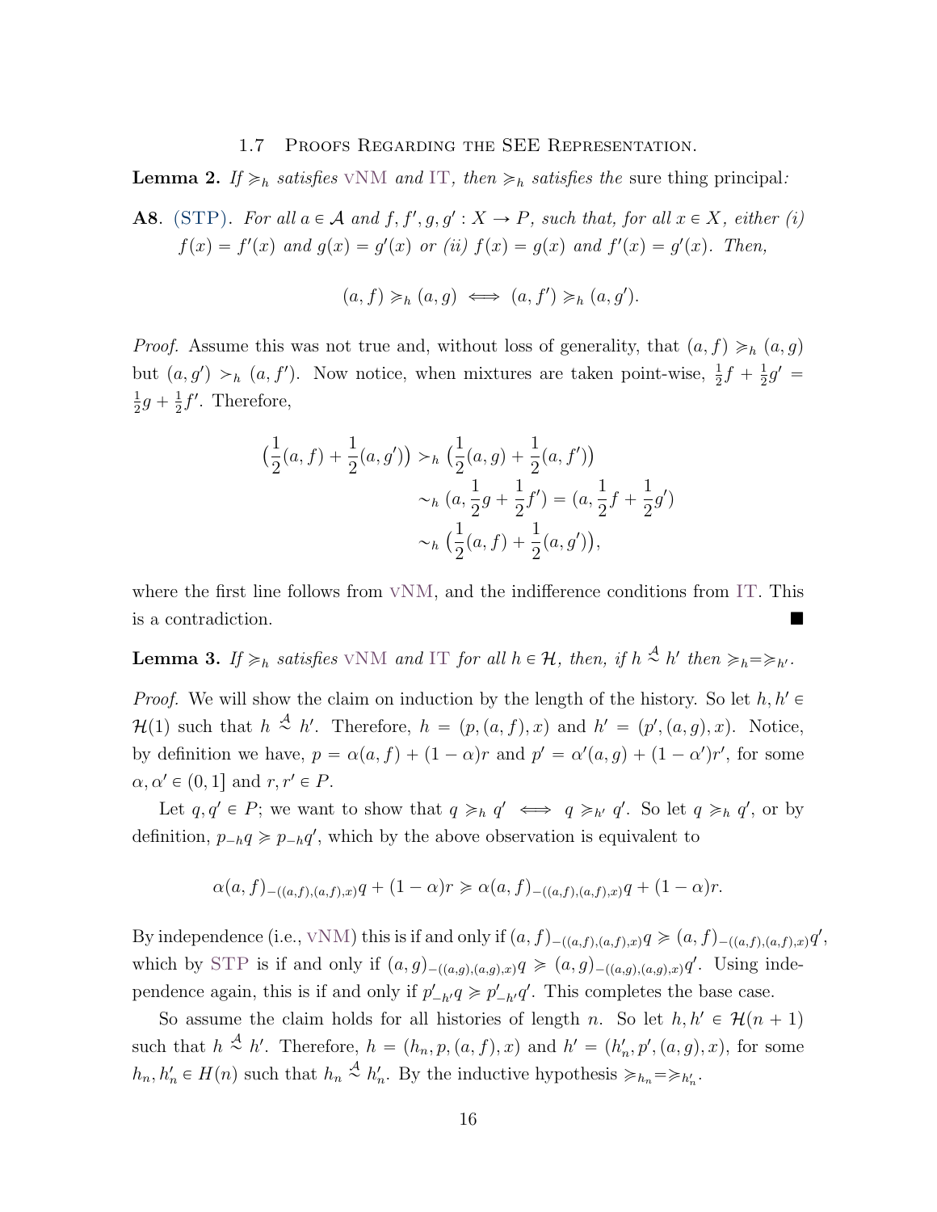## 1.7 Proofs Regarding the SEE Representation.

**Lemma 2.** *If $\succcurlyeq_h$ satisfies vNM and IT, then $\succcurlyeq_h$ satisfies the* sure thing principal*:*

**A8.** (STP). *For all $a \in \mathcal{A}$ and $f, f', g, g' : X \to P$, such that, for all $x \in X$, either (i) $f(x) = f'(x)$ and $g(x) = g'(x)$ or (ii) $f(x) = g(x)$ and $f'(x) = g'(x)$. Then,*

$$(a, f) \succcurlyeq_h (a, g) \iff (a, f') \succcurlyeq_h (a, g').$$

*Proof.* Assume this was not true and, without loss of generality, that $(a, f) \succcurlyeq_h (a, g)$ but $(a, g') \succ_h (a, f')$. Now notice, when mixtures are taken point-wise, $\frac{1}{2}f + \frac{1}{2}g' = \frac{1}{2}g + \frac{1}{2}f'$. Therefore,

$$\begin{aligned}
\big(\tfrac{1}{2}(a, f) + \tfrac{1}{2}(a, g')\big) &\succ_h \big(\tfrac{1}{2}(a, g) + \tfrac{1}{2}(a, f')\big) \\
&\sim_h (a, \tfrac{1}{2}g + \tfrac{1}{2}f') = (a, \tfrac{1}{2}f + \tfrac{1}{2}g') \\
&\sim_h \big(\tfrac{1}{2}(a, f) + \tfrac{1}{2}(a, g')\big),
\end{aligned}$$

where the first line follows from vNM, and the indifference conditions from IT. This is a contradiction. ■

**Lemma 3.** *If $\succcurlyeq_h$ satisfies vNM and IT for all $h \in \mathcal{H}$, then, if $h \overset{\mathcal{A}}{\sim} h'$ then $\succcurlyeq_h = \succcurlyeq_{h'}$.*

*Proof.* We will show the claim on induction by the length of the history. So let $h, h' \in \mathcal{H}(1)$ such that $h \overset{\mathcal{A}}{\sim} h'$. Therefore, $h = (p, (a, f), x)$ and $h' = (p', (a, g), x)$. Notice, by definition we have, $p = \alpha(a, f) + (1 - \alpha)r$ and $p' = \alpha'(a, g) + (1 - \alpha')r'$, for some $\alpha, \alpha' \in (0, 1]$ and $r, r' \in P$.

Let $q, q' \in P$; we want to show that $q \succcurlyeq_h q' \iff q \succcurlyeq_{h'} q'$. So let $q \succcurlyeq_h q'$, or by definition, $p_{-h}q \succcurlyeq p_{-h}q'$, which by the above observation is equivalent to

$$\alpha(a, f)_{-((a,f),(a,f),x)}q + (1 - \alpha)r \succcurlyeq \alpha(a, f)_{-((a,f),(a,f),x)}q + (1 - \alpha)r.$$

By independence (i.e., vNM) this is if and only if $(a, f)_{-((a,f),(a,f),x)}q \succcurlyeq (a, f)_{-((a,f),(a,f),x)}q'$, which by STP is if and only if $(a, g)_{-((a,g),(a,g),x)}q \succcurlyeq (a, g)_{-((a,g),(a,g),x)}q'$. Using independence again, this is if and only if $p'_{-h'}q \succcurlyeq p'_{-h'}q'$. This completes the base case.

So assume the claim holds for all histories of length $n$. So let $h, h' \in \mathcal{H}(n + 1)$ such that $h \overset{\mathcal{A}}{\sim} h'$. Therefore, $h = (h_n, p, (a, f), x)$ and $h' = (h'_n, p', (a, g), x)$, for some $h_n, h'_n \in H(n)$ such that $h_n \overset{\mathcal{A}}{\sim} h'_n$. By the inductive hypothesis $\succcurlyeq_{h_n} = \succcurlyeq_{h'_n}$.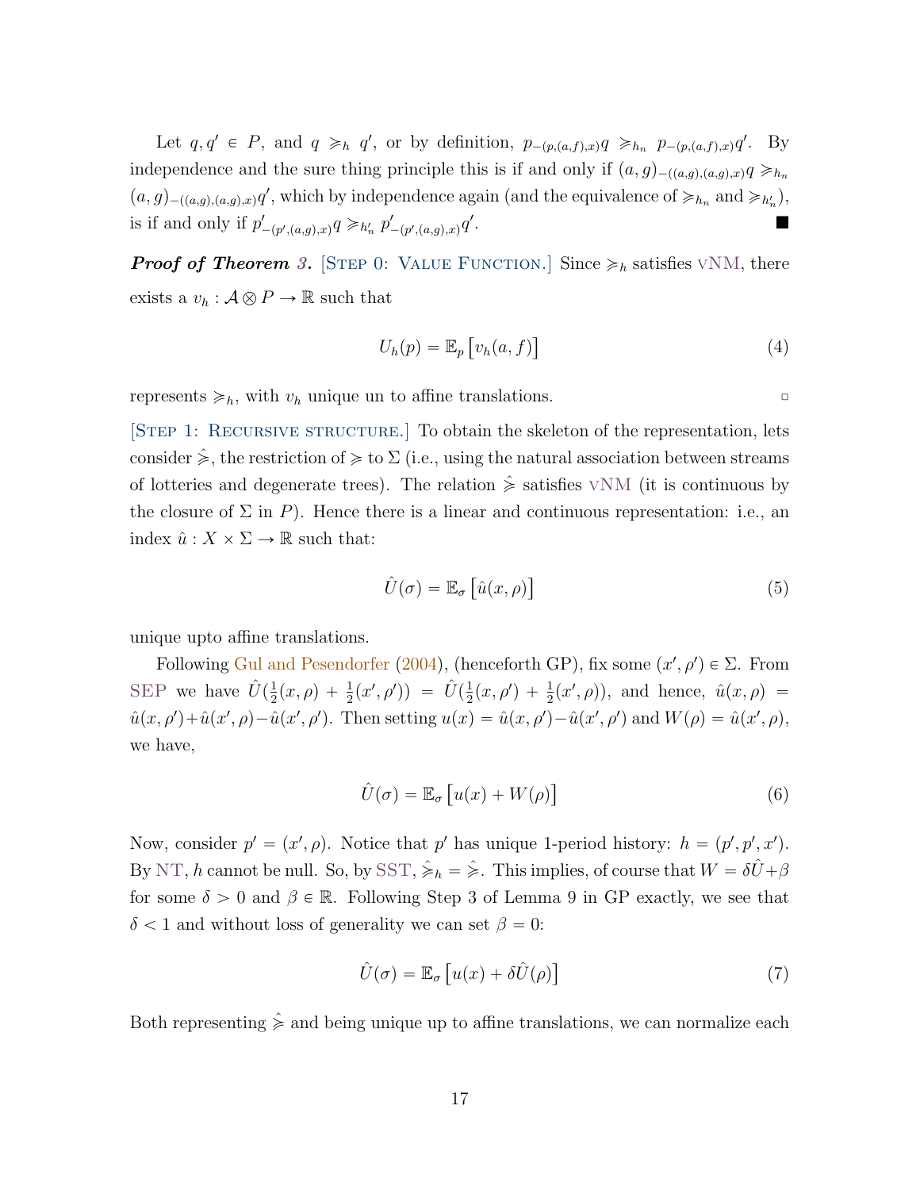Let $q, q' \in P$, and $q \succcurlyeq_h q'$, or by definition, $p_{-(p,(a,f),x)}q \succcurlyeq_{h_n} p_{-(p,(a,f),x)}q'$. By independence and the sure thing principle this is if and only if $(a,g)_{-((a,g),(a,g),x)}q \succcurlyeq_{h_n} (a,g)_{-((a,g),(a,g),x)}q'$, which by independence again (and the equivalence of $\succcurlyeq_{h_n}$ and $\succcurlyeq_{h'_n}$), is if and only if $p'_{-(p',(a,g),x)}q \succcurlyeq_{h'_n} p'_{-(p',(a,g),x)}q'$. ∎

***Proof of Theorem 3.*** [Step 0: Value Function.] Since $\succcurlyeq_h$ satisfies vNM, there exists a $v_h : \mathcal{A} \otimes P \to \mathbb{R}$ such that

$$U_h(p) = \mathbb{E}_p\big[v_h(a,f)\big] \tag{4}$$

represents $\succcurlyeq_h$, with $v_h$ unique un to affine translations. □

[Step 1: Recursive structure.] To obtain the skeleton of the representation, lets consider $\hat{\succcurlyeq}$, the restriction of $\succcurlyeq$ to $\Sigma$ (i.e., using the natural association between streams of lotteries and degenerate trees). The relation $\hat{\succcurlyeq}$ satisfies vNM (it is continuous by the closure of $\Sigma$ in $P$). Hence there is a linear and continuous representation: i.e., an index $\hat{u} : X \times \Sigma \to \mathbb{R}$ such that:

$$\hat{U}(\sigma) = \mathbb{E}_\sigma\big[\hat{u}(x,\rho)\big] \tag{5}$$

unique upto affine translations.

Following Gul and Pesendorfer (2004), (henceforth GP), fix some $(x', \rho') \in \Sigma$. From SEP we have $\hat{U}(\frac{1}{2}(x,\rho) + \frac{1}{2}(x',\rho')) = \hat{U}(\frac{1}{2}(x,\rho') + \frac{1}{2}(x',\rho))$, and hence, $\hat{u}(x,\rho) = \hat{u}(x,\rho') + \hat{u}(x',\rho) - \hat{u}(x',\rho')$. Then setting $u(x) = \hat{u}(x,\rho') - \hat{u}(x',\rho')$ and $W(\rho) = \hat{u}(x',\rho)$, we have,

$$\hat{U}(\sigma) = \mathbb{E}_\sigma\big[u(x) + W(\rho)\big] \tag{6}$$

Now, consider $p' = (x', \rho)$. Notice that $p'$ has unique 1-period history: $h = (p', p', x')$. By NT, $h$ cannot be null. So, by SST, $\hat{\succcurlyeq}_h = \hat{\succcurlyeq}$. This implies, of course that $W = \delta\hat{U} + \beta$ for some $\delta > 0$ and $\beta \in \mathbb{R}$. Following Step 3 of Lemma 9 in GP exactly, we see that $\delta < 1$ and without loss of generality we can set $\beta = 0$:

$$\hat{U}(\sigma) = \mathbb{E}_\sigma\big[u(x) + \delta\hat{U}(\rho)\big] \tag{7}$$

Both representing $\hat{\succcurlyeq}$ and being unique up to affine translations, we can normalize each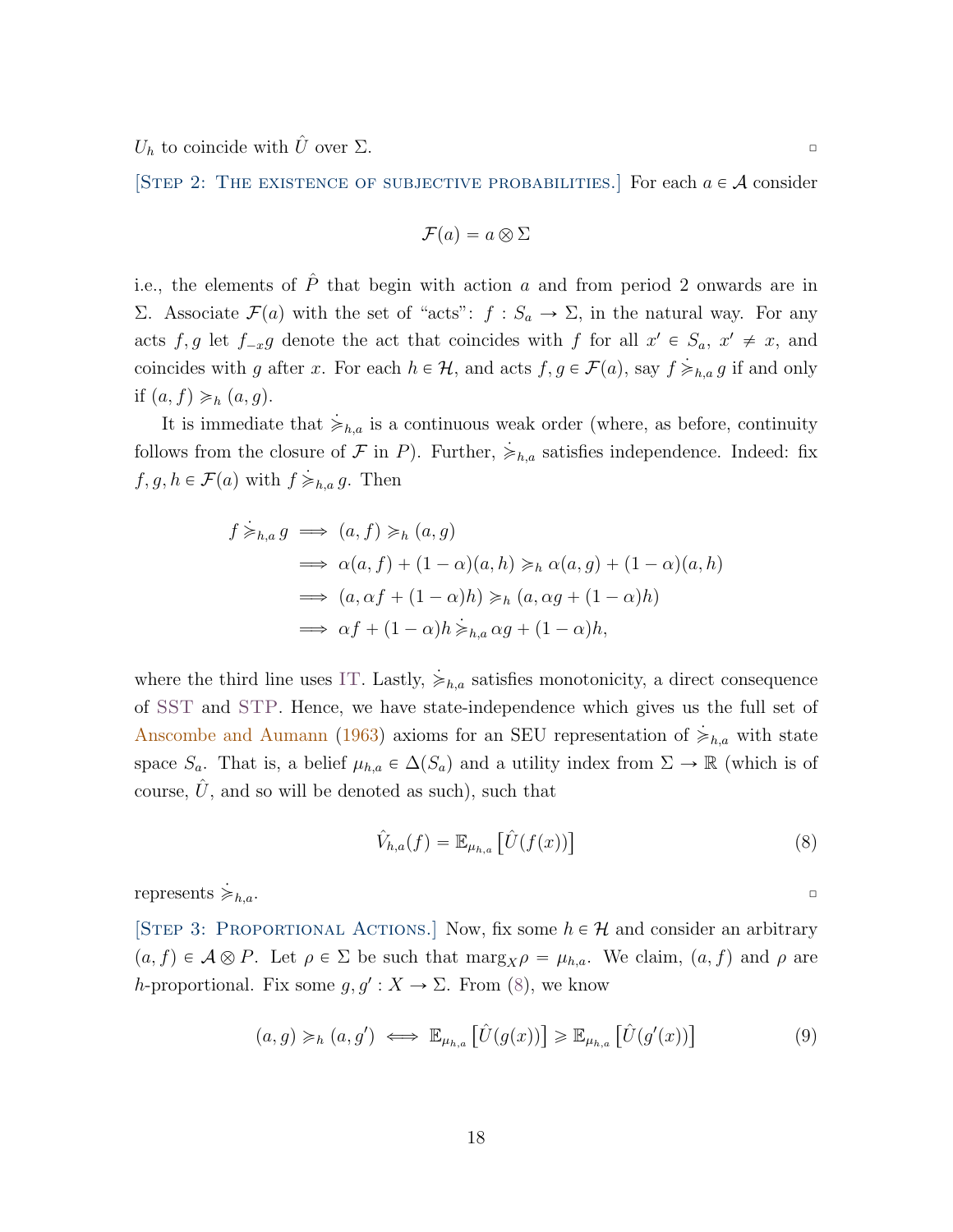$U_h$ to coincide with $\hat{U}$ over $\Sigma$. ▫

[STEP 2: THE EXISTENCE OF SUBJECTIVE PROBABILITIES.] For each $a \in \mathcal{A}$ consider

$$\mathcal{F}(a) = a \otimes \Sigma$$

i.e., the elements of $\hat{P}$ that begin with action $a$ and from period 2 onwards are in $\Sigma$. Associate $\mathcal{F}(a)$ with the set of "acts": $f : S_a \to \Sigma$, in the natural way. For any acts $f, g$ let $f_{-x}g$ denote the act that coincides with $f$ for all $x' \in S_a$, $x' \neq x$, and coincides with $g$ after $x$. For each $h \in \mathcal{H}$, and acts $f, g \in \mathcal{F}(a)$, say $f \,\dot{\succcurlyeq}_{h,a}\, g$ if and only if $(a, f) \succcurlyeq_h (a, g)$.

It is immediate that $\dot{\succcurlyeq}_{h,a}$ is a continuous weak order (where, as before, continuity follows from the closure of $\mathcal{F}$ in $P$). Further, $\dot{\succcurlyeq}_{h,a}$ satisfies independence. Indeed: fix $f, g, h \in \mathcal{F}(a)$ with $f \,\dot{\succcurlyeq}_{h,a}\, g$. Then

$$\begin{aligned}
f \,\dot{\succcurlyeq}_{h,a}\, g &\implies (a, f) \succcurlyeq_h (a, g) \\
&\implies \alpha(a, f) + (1-\alpha)(a, h) \succcurlyeq_h \alpha(a, g) + (1-\alpha)(a, h) \\
&\implies (a, \alpha f + (1-\alpha)h) \succcurlyeq_h (a, \alpha g + (1-\alpha)h) \\
&\implies \alpha f + (1-\alpha)h \,\dot{\succcurlyeq}_{h,a}\, \alpha g + (1-\alpha)h,
\end{aligned}$$

where the third line uses IT. Lastly, $\dot{\succcurlyeq}_{h,a}$ satisfies monotonicity, a direct consequence of SST and STP. Hence, we have state-independence which gives us the full set of Anscombe and Aumann (1963) axioms for an SEU representation of $\dot{\succcurlyeq}_{h,a}$ with state space $S_a$. That is, a belief $\mu_{h,a} \in \Delta(S_a)$ and a utility index from $\Sigma \to \mathbb{R}$ (which is of course, $\hat{U}$, and so will be denoted as such), such that

$$\hat{V}_{h,a}(f) = \mathbb{E}_{\mu_{h,a}}\left[\hat{U}(f(x))\right] \tag{8}$$

represents $\dot{\succcurlyeq}_{h,a}$. ▫

[STEP 3: PROPORTIONAL ACTIONS.] Now, fix some $h \in \mathcal{H}$ and consider an arbitrary $(a, f) \in \mathcal{A} \otimes P$. Let $\rho \in \Sigma$ be such that $\text{marg}_X \rho = \mu_{h,a}$. We claim, $(a, f)$ and $\rho$ are $h$-proportional. Fix some $g, g' : X \to \Sigma$. From (8), we know

$$(a, g) \succcurlyeq_h (a, g') \iff \mathbb{E}_{\mu_{h,a}}\left[\hat{U}(g(x))\right] \geqslant \mathbb{E}_{\mu_{h,a}}\left[\hat{U}(g'(x))\right] \tag{9}$$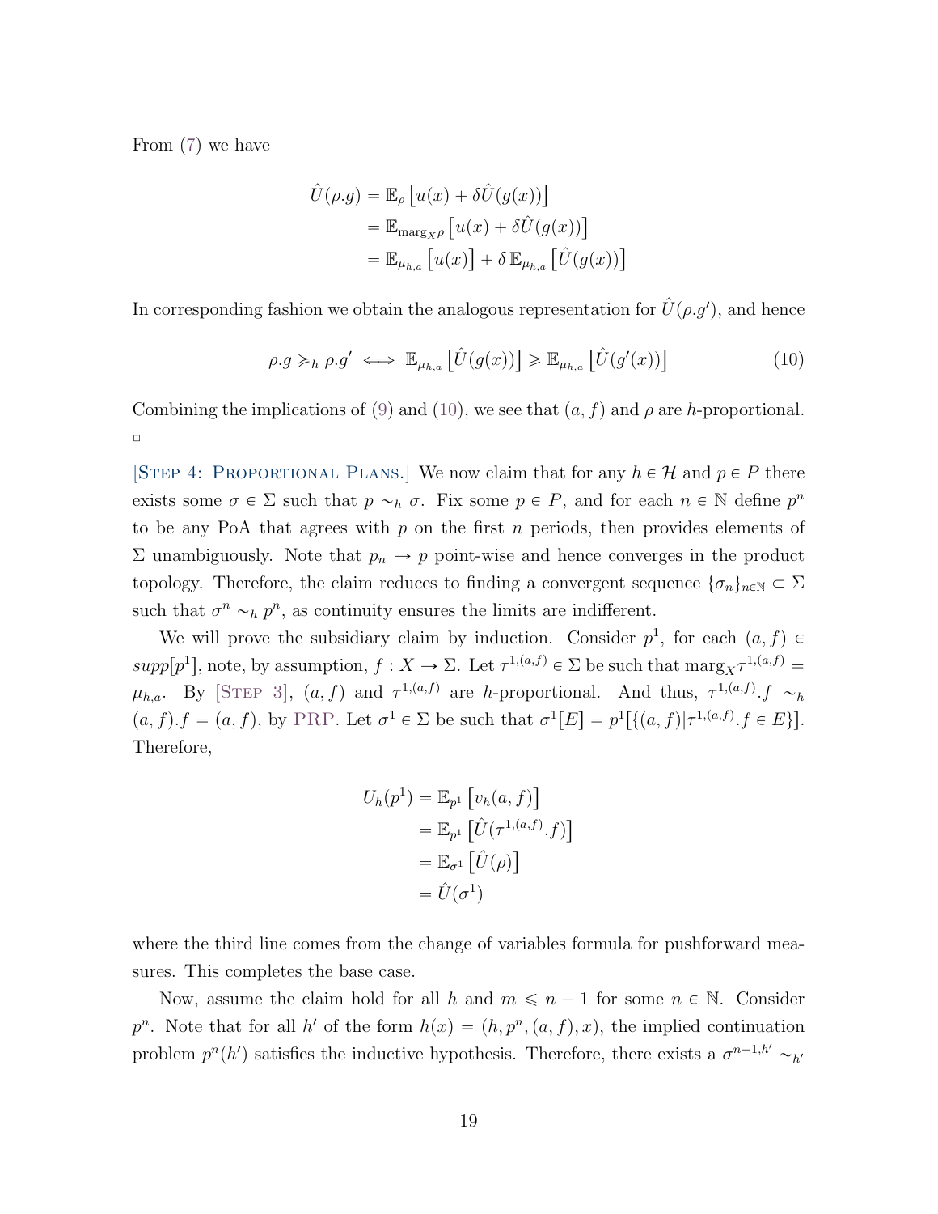From (7) we have

$$\begin{aligned}
\hat{U}(\rho.g) &= \mathbb{E}_\rho\left[u(x) + \delta \hat{U}(g(x))\right] \\
&= \mathbb{E}_{\text{marg}_X \rho}\left[u(x) + \delta \hat{U}(g(x))\right] \\
&= \mathbb{E}_{\mu_{h,a}}\left[u(x)\right] + \delta\, \mathbb{E}_{\mu_{h,a}}\left[\hat{U}(g(x))\right]
\end{aligned}$$

In corresponding fashion we obtain the analogous representation for $\hat{U}(\rho.g')$, and hence

$$\rho.g \succcurlyeq_h \rho.g' \iff \mathbb{E}_{\mu_{h,a}}\left[\hat{U}(g(x))\right] \geqslant \mathbb{E}_{\mu_{h,a}}\left[\hat{U}(g'(x))\right] \tag{10}$$

Combining the implications of (9) and (10), we see that $(a, f)$ and $\rho$ are $h$-proportional. ▫

[Step 4: Proportional Plans.] We now claim that for any $h \in \mathcal{H}$ and $p \in P$ there exists some $\sigma \in \Sigma$ such that $p \sim_h \sigma$. Fix some $p \in P$, and for each $n \in \mathbb{N}$ define $p^n$ to be any PoA that agrees with $p$ on the first $n$ periods, then provides elements of $\Sigma$ unambiguously. Note that $p_n \to p$ point-wise and hence converges in the product topology. Therefore, the claim reduces to finding a convergent sequence $\{\sigma_n\}_{n\in\mathbb{N}} \subset \Sigma$ such that $\sigma^n \sim_h p^n$, as continuity ensures the limits are indifferent.

We will prove the subsidiary claim by induction. Consider $p^1$, for each $(a, f) \in supp[p^1]$, note, by assumption, $f : X \to \Sigma$. Let $\tau^{1,(a,f)} \in \Sigma$ be such that $\text{marg}_X \tau^{1,(a,f)} = \mu_{h,a}$. By [Step 3], $(a, f)$ and $\tau^{1,(a,f)}$ are $h$-proportional. And thus, $\tau^{1,(a,f)}.f \sim_h (a, f).f = (a, f)$, by PRP. Let $\sigma^1 \in \Sigma$ be such that $\sigma^1[E] = p^1[\{(a, f) | \tau^{1,(a,f)}.f \in E\}]$. Therefore,

$$\begin{aligned}
U_h(p^1) &= \mathbb{E}_{p^1}\left[v_h(a, f)\right] \\
&= \mathbb{E}_{p^1}\left[\hat{U}(\tau^{1,(a,f)}.f)\right] \\
&= \mathbb{E}_{\sigma^1}\left[\hat{U}(\rho)\right] \\
&= \hat{U}(\sigma^1)
\end{aligned}$$

where the third line comes from the change of variables formula for pushforward measures. This completes the base case.

Now, assume the claim hold for all $h$ and $m \leqslant n - 1$ for some $n \in \mathbb{N}$. Consider $p^n$. Note that for all $h'$ of the form $h(x) = (h, p^n, (a, f), x)$, the implied continuation problem $p^n(h')$ satisfies the inductive hypothesis. Therefore, there exists a $\sigma^{n-1,h'} \sim_{h'}$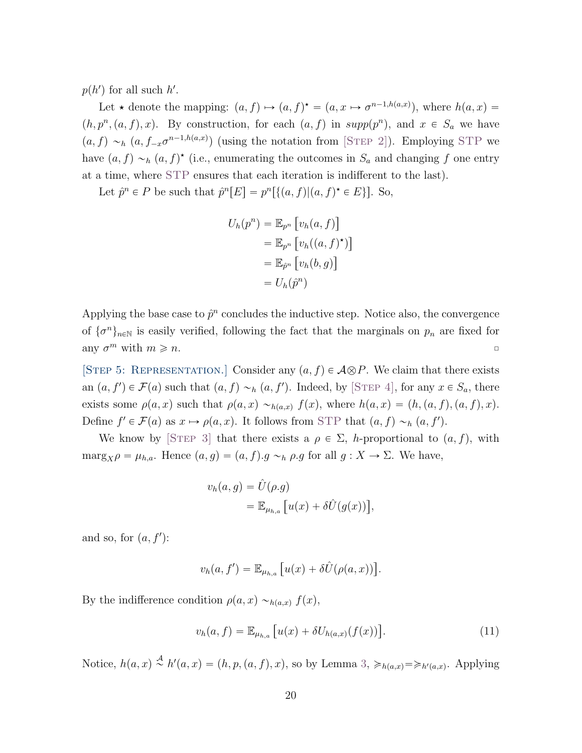$p(h')$ for all such $h'$.

Let $\star$ denote the mapping: $(a, f) \mapsto (a, f)^\star = (a, x \mapsto \sigma^{n-1, h(a,x)})$, where $h(a, x) = (h, p^n, (a, f), x)$. By construction, for each $(a, f)$ in $supp(p^n)$, and $x \in S_a$ we have $(a, f) \sim_h (a, f_{-x}\sigma^{n-1,h(a,x)})$ (using the notation from [Step 2]). Employing STP we have $(a, f) \sim_h (a, f)^\star$ (i.e., enumerating the outcomes in $S_a$ and changing $f$ one entry at a time, where STP ensures that each iteration is indifferent to the last).

Let $\hat{p}^n \in P$ be such that $\hat{p}^n[E] = p^n[\{(a, f) | (a, f)^\star \in E\}]$. So,

$$
\begin{aligned}
U_h(p^n) &= \mathbb{E}_{p^n}\big[v_h(a, f)\big] \\
&= \mathbb{E}_{p^n}\big[v_h((a, f)^\star)\big] \\
&= \mathbb{E}_{\hat{p}^n}\big[v_h(b, g)\big] \\
&= U_h(\hat{p}^n)
\end{aligned}
$$

Applying the base case to $\hat{p}^n$ concludes the inductive step. Notice also, the convergence of $\{\sigma^n\}_{n \in \mathbb{N}}$ is easily verified, following the fact that the marginals on $p_n$ are fixed for any $\sigma^m$ with $m \geqslant n$. $\square$

[Step 5: Representation.] Consider any $(a, f) \in \mathcal{A} \otimes P$. We claim that there exists an $(a, f') \in \mathcal{F}(a)$ such that $(a, f) \sim_h (a, f')$. Indeed, by [Step 4], for any $x \in S_a$, there exists some $\rho(a, x)$ such that $\rho(a, x) \sim_{h(a,x)} f(x)$, where $h(a, x) = (h, (a, f), (a, f), x)$. Define $f' \in \mathcal{F}(a)$ as $x \mapsto \rho(a, x)$. It follows from STP that $(a, f) \sim_h (a, f')$.

We know by [Step 3] that there exists a $\rho \in \Sigma$, $h$-proportional to $(a, f)$, with $\text{marg}_X \rho = \mu_{h,a}$. Hence $(a, g) = (a, f).g \sim_h \rho.g$ for all $g : X \to \Sigma$. We have,

$$
\begin{aligned}
v_h(a, g) &= \hat{U}(\rho.g) \\
&= \mathbb{E}_{\mu_{h,a}}\big[u(x) + \delta \hat{U}(g(x))\big],
\end{aligned}
$$

and so, for $(a, f')$:

$$
v_h(a, f') = \mathbb{E}_{\mu_{h,a}}\big[u(x) + \delta \hat{U}(\rho(a, x))\big].
$$

By the indifference condition $\rho(a, x) \sim_{h(a,x)} f(x)$,

$$
v_h(a, f) = \mathbb{E}_{\mu_{h,a}}\big[u(x) + \delta U_{h(a,x)}(f(x))\big]. \tag{11}
$$

Notice, $h(a, x) \overset{\mathcal{A}}{\sim} h'(a, x) = (h, p, (a, f), x)$, so by Lemma 3, $\succcurlyeq_{h(a,x)} = \succcurlyeq_{h'(a,x)}$. Applying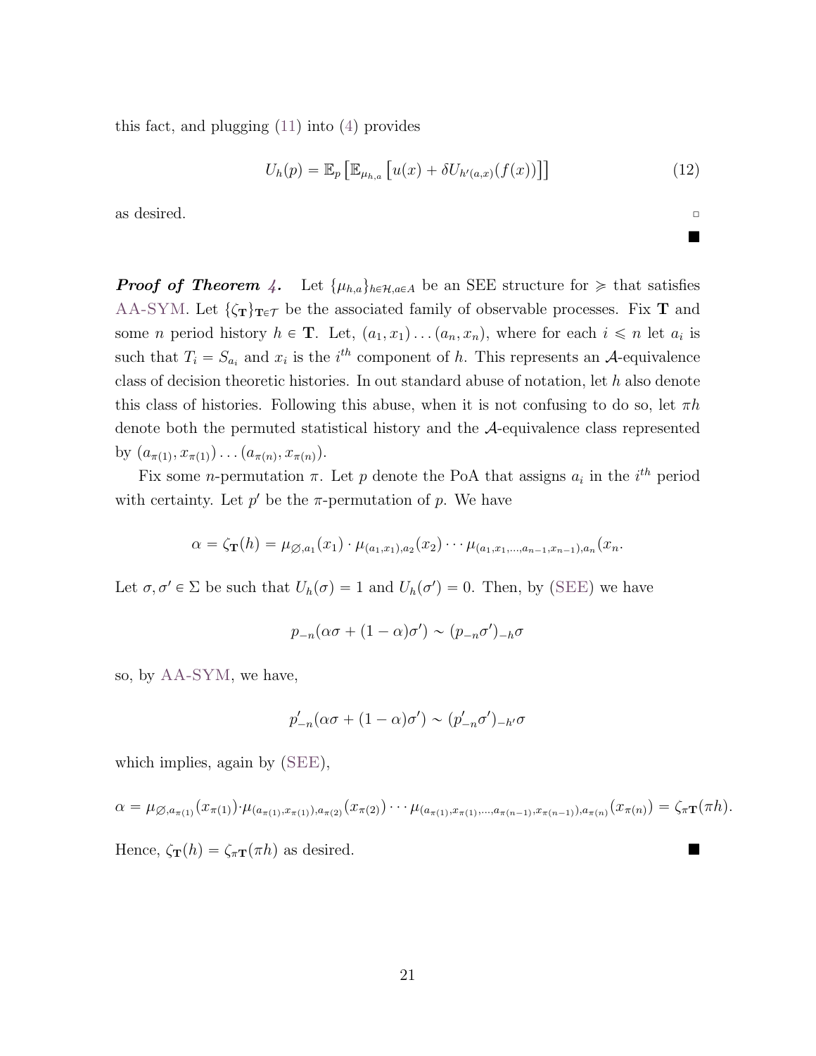this fact, and plugging (11) into (4) provides

$$U_h(p) = \mathbb{E}_p \left[\mathbb{E}_{\mu_{h,a}} \left[u(x) + \delta U_{h'(a,x)}(f(x))\right]\right] \tag{12}$$

as desired. $\square$

$\blacksquare$

***Proof of Theorem 4.*** Let $\{\mu_{h,a}\}_{h \in \mathcal{H}, a \in A}$ be an SEE structure for $\succcurlyeq$ that satisfies AA-SYM. Let $\{\zeta_{\mathbf{T}}\}_{\mathbf{T} \in \mathcal{T}}$ be the associated family of observable processes. Fix $\mathbf{T}$ and some $n$ period history $h \in \mathbf{T}$. Let, $(a_1, x_1) \ldots (a_n, x_n)$, where for each $i \leqslant n$ let $a_i$ is such that $T_i = S_{a_i}$ and $x_i$ is the $i^{th}$ component of $h$. This represents an $\mathcal{A}$-equivalence class of decision theoretic histories. In out standard abuse of notation, let $h$ also denote this class of histories. Following this abuse, when it is not confusing to do so, let $\pi h$ denote both the permuted statistical history and the $\mathcal{A}$-equivalence class represented by $(a_{\pi(1)}, x_{\pi(1)}) \ldots (a_{\pi(n)}, x_{\pi(n)})$.

Fix some $n$-permutation $\pi$. Let $p$ denote the PoA that assigns $a_i$ in the $i^{th}$ period with certainty. Let $p'$ be the $\pi$-permutation of $p$. We have

$$\alpha = \zeta_{\mathbf{T}}(h) = \mu_{\varnothing, a_1}(x_1) \cdot \mu_{(a_1,x_1),a_2}(x_2) \cdots \mu_{(a_1,x_1,\ldots,a_{n-1},x_{n-1}),a_n}(x_n.$$

Let $\sigma, \sigma' \in \Sigma$ be such that $U_h(\sigma) = 1$ and $U_h(\sigma') = 0$. Then, by (SEE) we have

$$p_{-n}(\alpha\sigma + (1-\alpha)\sigma') \sim (p_{-n}\sigma')_{-h}\sigma$$

so, by AA-SYM, we have,

$$p'_{-n}(\alpha\sigma + (1-\alpha)\sigma') \sim (p'_{-n}\sigma')_{-h'}\sigma$$

which implies, again by (SEE),

$$\alpha = \mu_{\varnothing, a_{\pi(1)}}(x_{\pi(1)}) \cdot \mu_{(a_{\pi(1)}, x_{\pi(1)}), a_{\pi(2)}}(x_{\pi(2)}) \cdots \mu_{(a_{\pi(1)}, x_{\pi(1)}, \ldots, a_{\pi(n-1)}, x_{\pi(n-1)}), a_{\pi(n)}}(x_{\pi(n)}) = \zeta_{\pi\mathbf{T}}(\pi h).$$

Hence, $\zeta_{\mathbf{T}}(h) = \zeta_{\pi\mathbf{T}}(\pi h)$ as desired. $\blacksquare$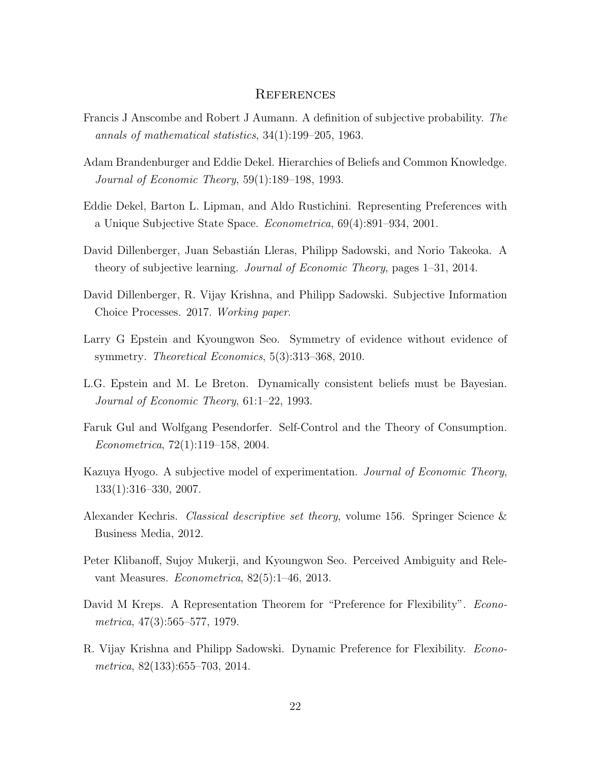# References

Francis J Anscombe and Robert J Aumann. A definition of subjective probability. *The annals of mathematical statistics*, 34(1):199–205, 1963.

Adam Brandenburger and Eddie Dekel. Hierarchies of Beliefs and Common Knowledge. *Journal of Economic Theory*, 59(1):189–198, 1993.

Eddie Dekel, Barton L. Lipman, and Aldo Rustichini. Representing Preferences with a Unique Subjective State Space. *Econometrica*, 69(4):891–934, 2001.

David Dillenberger, Juan Sebastián Lleras, Philipp Sadowski, and Norio Takeoka. A theory of subjective learning. *Journal of Economic Theory*, pages 1–31, 2014.

David Dillenberger, R. Vijay Krishna, and Philipp Sadowski. Subjective Information Choice Processes. 2017. *Working paper*.

Larry G Epstein and Kyoungwon Seo. Symmetry of evidence without evidence of symmetry. *Theoretical Economics*, 5(3):313–368, 2010.

L.G. Epstein and M. Le Breton. Dynamically consistent beliefs must be Bayesian. *Journal of Economic Theory*, 61:1–22, 1993.

Faruk Gul and Wolfgang Pesendorfer. Self-Control and the Theory of Consumption. *Econometrica*, 72(1):119–158, 2004.

Kazuya Hyogo. A subjective model of experimentation. *Journal of Economic Theory*, 133(1):316–330, 2007.

Alexander Kechris. *Classical descriptive set theory*, volume 156. Springer Science & Business Media, 2012.

Peter Klibanoff, Sujoy Mukerji, and Kyoungwon Seo. Perceived Ambiguity and Relevant Measures. *Econometrica*, 82(5):1–46, 2013.

David M Kreps. A Representation Theorem for "Preference for Flexibility". *Econometrica*, 47(3):565–577, 1979.

R. Vijay Krishna and Philipp Sadowski. Dynamic Preference for Flexibility. *Econometrica*, 82(133):655–703, 2014.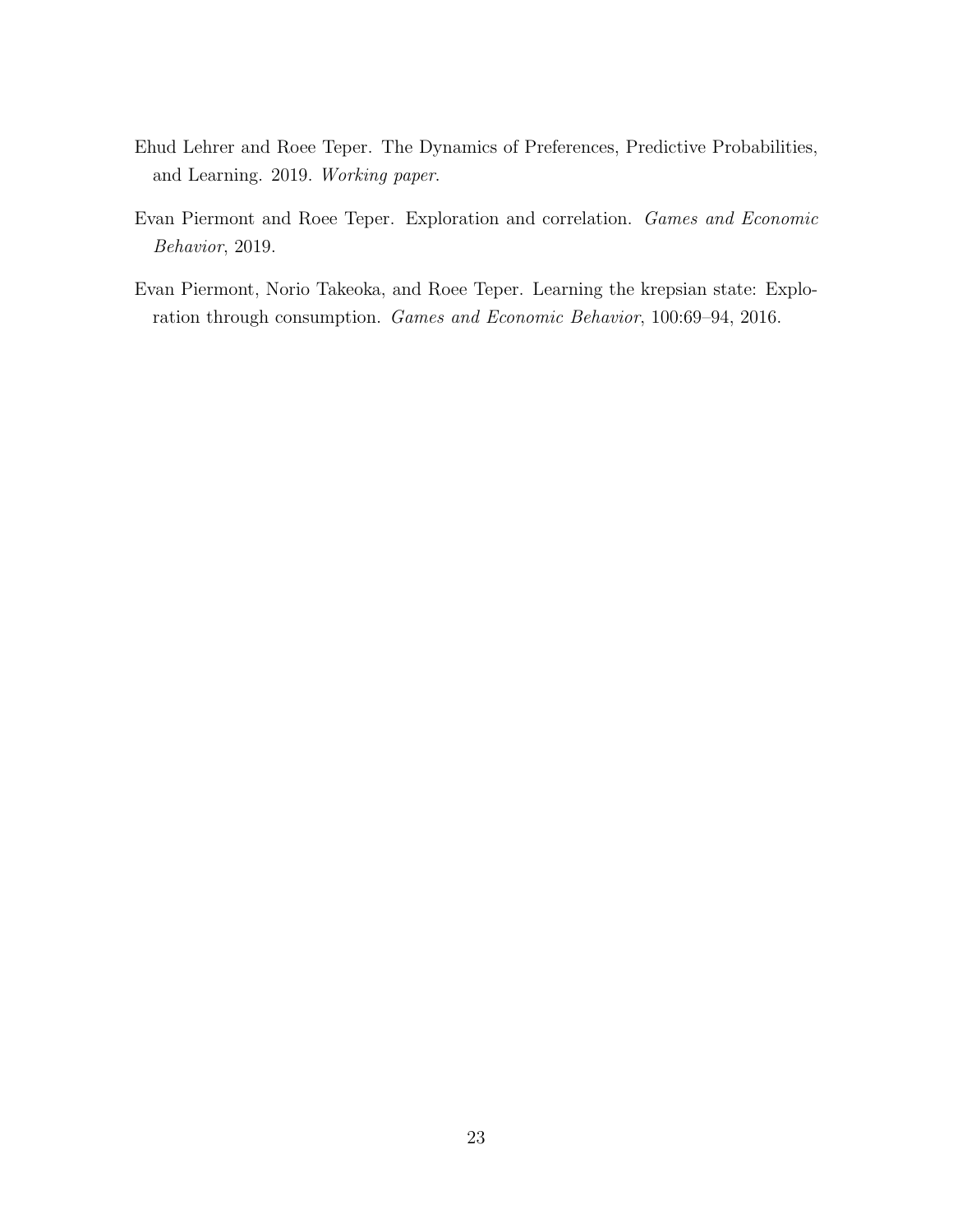Ehud Lehrer and Roee Teper. The Dynamics of Preferences, Predictive Probabilities, and Learning. 2019. *Working paper*.

Evan Piermont and Roee Teper. Exploration and correlation. *Games and Economic Behavior*, 2019.

Evan Piermont, Norio Takeoka, and Roee Teper. Learning the krepsian state: Exploration through consumption. *Games and Economic Behavior*, 100:69–94, 2016.